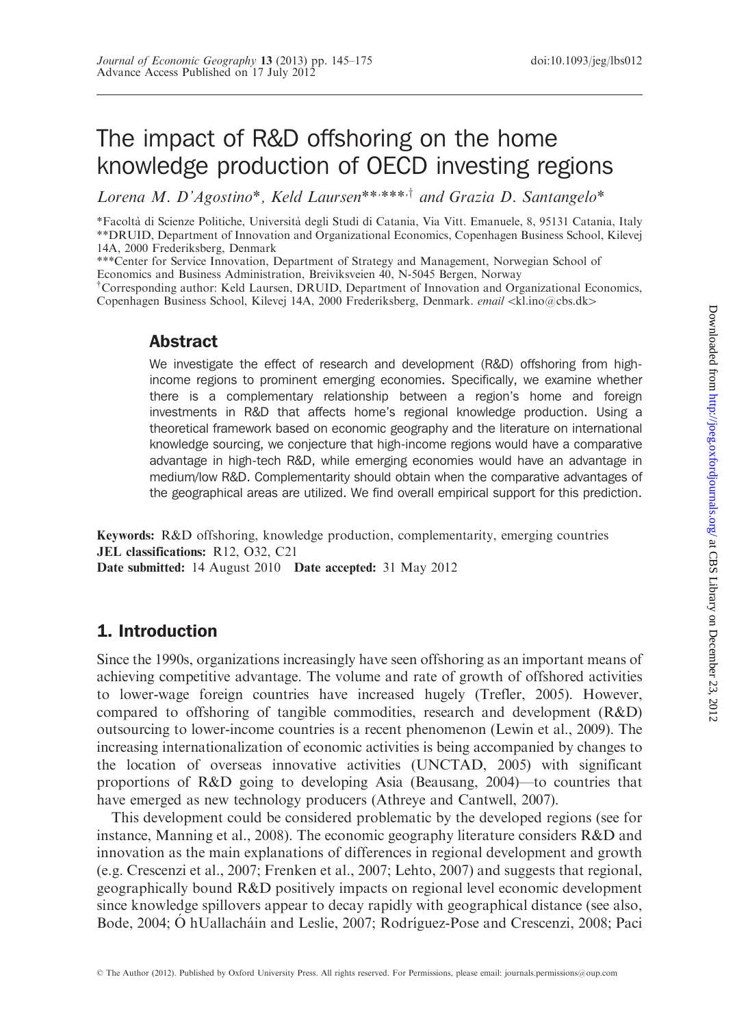# The impact of R&D offshoring on the home knowledge production of OECD investing regions

*Lorena M. D'Agostino*, Keld Laursen**,***,† and Grazia D. Santangelo**

*Facoltà di Scienze Politiche, Università degli Studi di Catania, Via Vitt. Emanuele, 8, 95131 Catania, Italy
**DRUID, Department of Innovation and Organizational Economics, Copenhagen Business School, Kilevej 14A, 2000 Frederiksberg, Denmark
***Center for Service Innovation, Department of Strategy and Management, Norwegian School of Economics and Business Administration, Breiviksveien 40, N-5045 Bergen, Norway
†Corresponding author: Keld Laursen, DRUID, Department of Innovation and Organizational Economics, Copenhagen Business School, Kilevej 14A, 2000 Frederiksberg, Denmark. *email* <kl.ino@cbs.dk>

## Abstract

We investigate the effect of research and development (R&D) offshoring from high-income regions to prominent emerging economies. Specifically, we examine whether there is a complementary relationship between a region's home and foreign investments in R&D that affects home's regional knowledge production. Using a theoretical framework based on economic geography and the literature on international knowledge sourcing, we conjecture that high-income regions would have a comparative advantage in high-tech R&D, while emerging economies would have an advantage in medium/low R&D. Complementarity should obtain when the comparative advantages of the geographical areas are utilized. We find overall empirical support for this prediction.

**Keywords:** R&D offshoring, knowledge production, complementarity, emerging countries
**JEL classifications:** R12, O32, C21
**Date submitted:** 14 August 2010 **Date accepted:** 31 May 2012

## 1. Introduction

Since the 1990s, organizations increasingly have seen offshoring as an important means of achieving competitive advantage. The volume and rate of growth of offshored activities to lower-wage foreign countries have increased hugely (Trefler, 2005). However, compared to offshoring of tangible commodities, research and development (R&D) outsourcing to lower-income countries is a recent phenomenon (Lewin et al., 2009). The increasing internationalization of economic activities is being accompanied by changes to the location of overseas innovative activities (UNCTAD, 2005) with significant proportions of R&D going to developing Asia (Beausang, 2004)—to countries that have emerged as new technology producers (Athreye and Cantwell, 2007).

This development could be considered problematic by the developed regions (see for instance, Manning et al., 2008). The economic geography literature considers R&D and innovation as the main explanations of differences in regional development and growth (e.g. Crescenzi et al., 2007; Frenken et al., 2007; Lehto, 2007) and suggests that regional, geographically bound R&D positively impacts on regional level economic development since knowledge spillovers appear to decay rapidly with geographical distance (see also, Bode, 2004; Ó hUallacháin and Leslie, 2007; Rodríguez-Pose and Crescenzi, 2008; Paci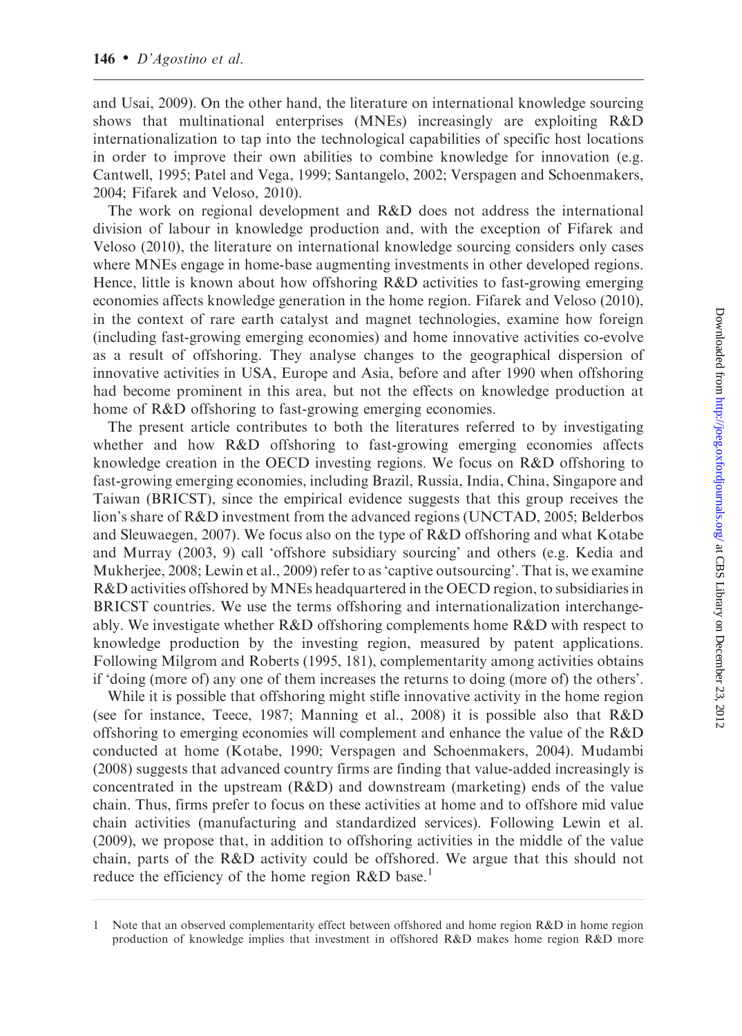and Usai, 2009). On the other hand, the literature on international knowledge sourcing shows that multinational enterprises (MNEs) increasingly are exploiting R&D internationalization to tap into the technological capabilities of specific host locations in order to improve their own abilities to combine knowledge for innovation (e.g. Cantwell, 1995; Patel and Vega, 1999; Santangelo, 2002; Verspagen and Schoenmakers, 2004; Fifarek and Veloso, 2010).

The work on regional development and R&D does not address the international division of labour in knowledge production and, with the exception of Fifarek and Veloso (2010), the literature on international knowledge sourcing considers only cases where MNEs engage in home-base augmenting investments in other developed regions. Hence, little is known about how offshoring R&D activities to fast-growing emerging economies affects knowledge generation in the home region. Fifarek and Veloso (2010), in the context of rare earth catalyst and magnet technologies, examine how foreign (including fast-growing emerging economies) and home innovative activities co-evolve as a result of offshoring. They analyse changes to the geographical dispersion of innovative activities in USA, Europe and Asia, before and after 1990 when offshoring had become prominent in this area, but not the effects on knowledge production at home of R&D offshoring to fast-growing emerging economies.

The present article contributes to both the literatures referred to by investigating whether and how R&D offshoring to fast-growing emerging economies affects knowledge creation in the OECD investing regions. We focus on R&D offshoring to fast-growing emerging economies, including Brazil, Russia, India, China, Singapore and Taiwan (BRICST), since the empirical evidence suggests that this group receives the lion's share of R&D investment from the advanced regions (UNCTAD, 2005; Belderbos and Sleuwaegen, 2007). We focus also on the type of R&D offshoring and what Kotabe and Murray (2003, 9) call 'offshore subsidiary sourcing' and others (e.g. Kedia and Mukherjee, 2008; Lewin et al., 2009) refer to as 'captive outsourcing'. That is, we examine R&D activities offshored by MNEs headquartered in the OECD region, to subsidiaries in BRICST countries. We use the terms offshoring and internationalization interchangeably. We investigate whether R&D offshoring complements home R&D with respect to knowledge production by the investing region, measured by patent applications. Following Milgrom and Roberts (1995, 181), complementarity among activities obtains if 'doing (more of) any one of them increases the returns to doing (more of) the others'.

While it is possible that offshoring might stifle innovative activity in the home region (see for instance, Teece, 1987; Manning et al., 2008) it is possible also that R&D offshoring to emerging economies will complement and enhance the value of the R&D conducted at home (Kotabe, 1990; Verspagen and Schoenmakers, 2004). Mudambi (2008) suggests that advanced country firms are finding that value-added increasingly is concentrated in the upstream (R&D) and downstream (marketing) ends of the value chain. Thus, firms prefer to focus on these activities at home and to offshore mid value chain activities (manufacturing and standardized services). Following Lewin et al. (2009), we propose that, in addition to offshoring activities in the middle of the value chain, parts of the R&D activity could be offshored. We argue that this should not reduce the efficiency of the home region R&D base.[1]

[1] Note that an observed complementarity effect between offshored and home region R&D in home region production of knowledge implies that investment in offshored R&D makes home region R&D more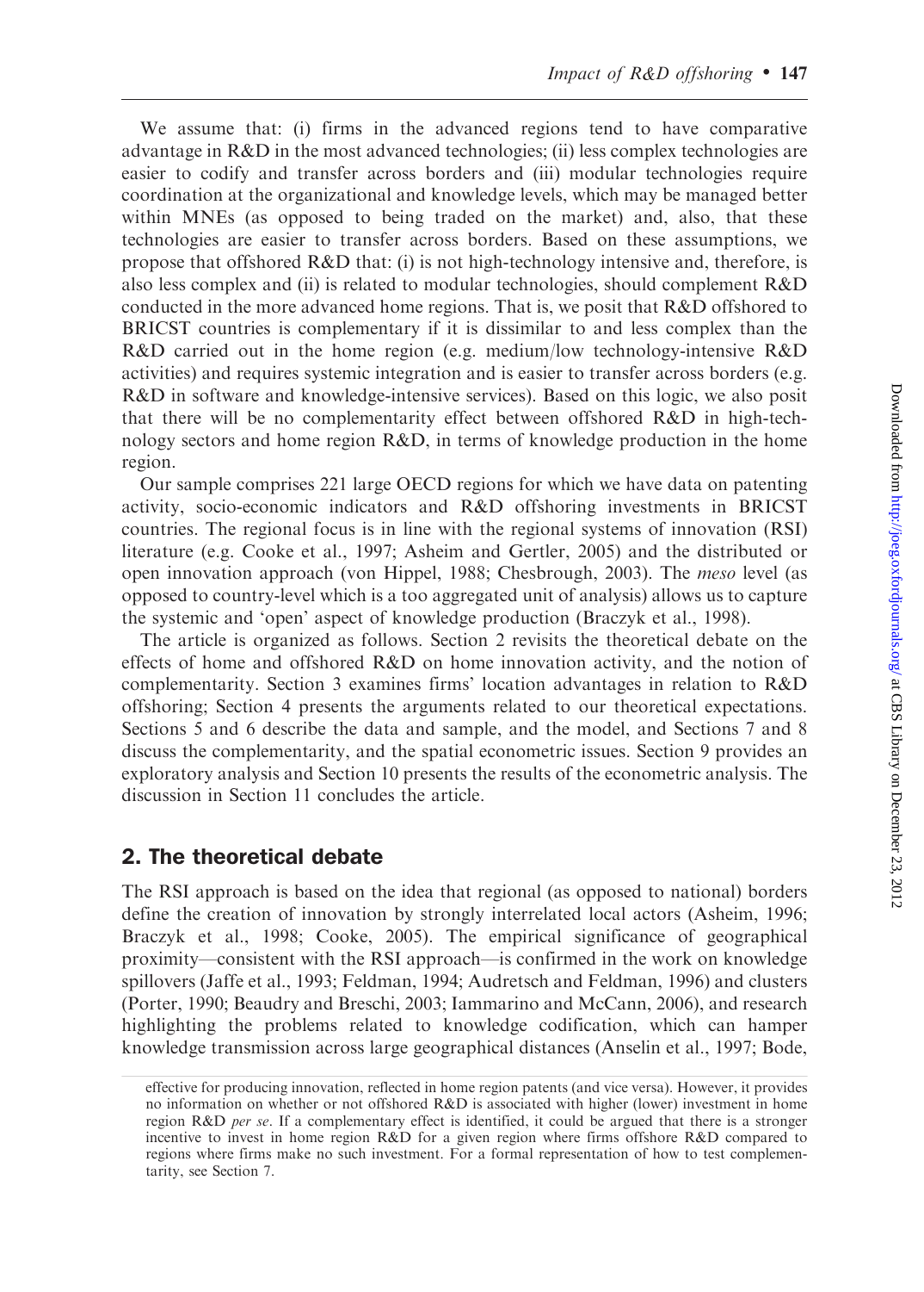We assume that: (i) firms in the advanced regions tend to have comparative advantage in R&D in the most advanced technologies; (ii) less complex technologies are easier to codify and transfer across borders and (iii) modular technologies require coordination at the organizational and knowledge levels, which may be managed better within MNEs (as opposed to being traded on the market) and, also, that these technologies are easier to transfer across borders. Based on these assumptions, we propose that offshored R&D that: (i) is not high-technology intensive and, therefore, is also less complex and (ii) is related to modular technologies, should complement R&D conducted in the more advanced home regions. That is, we posit that R&D offshored to BRICST countries is complementary if it is dissimilar to and less complex than the R&D carried out in the home region (e.g. medium/low technology-intensive R&D activities) and requires systemic integration and is easier to transfer across borders (e.g. R&D in software and knowledge-intensive services). Based on this logic, we also posit that there will be no complementarity effect between offshored R&D in high-technology sectors and home region R&D, in terms of knowledge production in the home region.

Our sample comprises 221 large OECD regions for which we have data on patenting activity, socio-economic indicators and R&D offshoring investments in BRICST countries. The regional focus is in line with the regional systems of innovation (RSI) literature (e.g. Cooke et al., 1997; Asheim and Gertler, 2005) and the distributed or open innovation approach (von Hippel, 1988; Chesbrough, 2003). The *meso* level (as opposed to country-level which is a too aggregated unit of analysis) allows us to capture the systemic and 'open' aspect of knowledge production (Braczyk et al., 1998).

The article is organized as follows. Section 2 revisits the theoretical debate on the effects of home and offshored R&D on home innovation activity, and the notion of complementarity. Section 3 examines firms' location advantages in relation to R&D offshoring; Section 4 presents the arguments related to our theoretical expectations. Sections 5 and 6 describe the data and sample, and the model, and Sections 7 and 8 discuss the complementarity, and the spatial econometric issues. Section 9 provides an exploratory analysis and Section 10 presents the results of the econometric analysis. The discussion in Section 11 concludes the article.

## 2. The theoretical debate

The RSI approach is based on the idea that regional (as opposed to national) borders define the creation of innovation by strongly interrelated local actors (Asheim, 1996; Braczyk et al., 1998; Cooke, 2005). The empirical significance of geographical proximity—consistent with the RSI approach—is confirmed in the work on knowledge spillovers (Jaffe et al., 1993; Feldman, 1994; Audretsch and Feldman, 1996) and clusters (Porter, 1990; Beaudry and Breschi, 2003; Iammarino and McCann, 2006), and research highlighting the problems related to knowledge codification, which can hamper knowledge transmission across large geographical distances (Anselin et al., 1997; Bode,

effective for producing innovation, reflected in home region patents (and vice versa). However, it provides no information on whether or not offshored R&D is associated with higher (lower) investment in home region R&D *per se*. If a complementary effect is identified, it could be argued that there is a stronger incentive to invest in home region R&D for a given region where firms offshore R&D compared to regions where firms make no such investment. For a formal representation of how to test complementarity, see Section 7.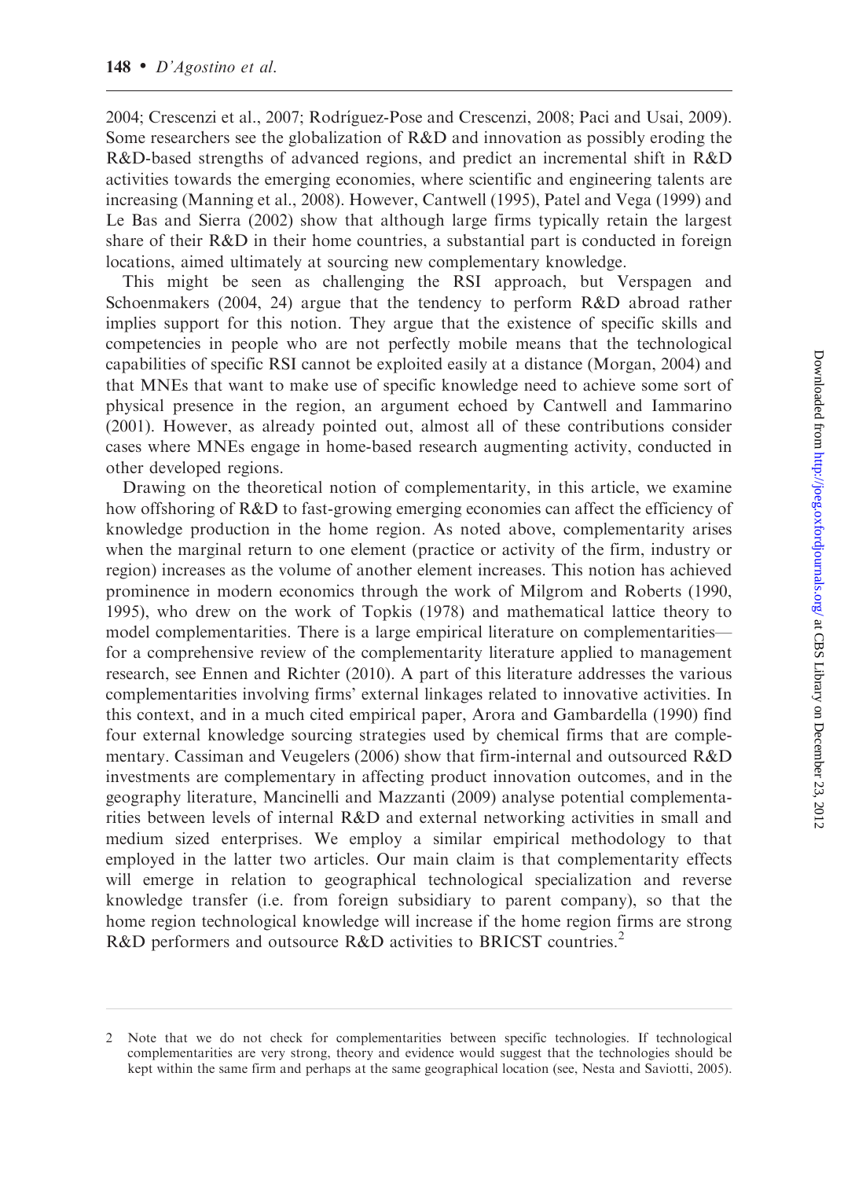2004; Crescenzi et al., 2007; Rodríguez-Pose and Crescenzi, 2008; Paci and Usai, 2009). Some researchers see the globalization of R&D and innovation as possibly eroding the R&D-based strengths of advanced regions, and predict an incremental shift in R&D activities towards the emerging economies, where scientific and engineering talents are increasing (Manning et al., 2008). However, Cantwell (1995), Patel and Vega (1999) and Le Bas and Sierra (2002) show that although large firms typically retain the largest share of their R&D in their home countries, a substantial part is conducted in foreign locations, aimed ultimately at sourcing new complementary knowledge.

This might be seen as challenging the RSI approach, but Verspagen and Schoenmakers (2004, 24) argue that the tendency to perform R&D abroad rather implies support for this notion. They argue that the existence of specific skills and competencies in people who are not perfectly mobile means that the technological capabilities of specific RSI cannot be exploited easily at a distance (Morgan, 2004) and that MNEs that want to make use of specific knowledge need to achieve some sort of physical presence in the region, an argument echoed by Cantwell and Iammarino (2001). However, as already pointed out, almost all of these contributions consider cases where MNEs engage in home-based research augmenting activity, conducted in other developed regions.

Drawing on the theoretical notion of complementarity, in this article, we examine how offshoring of R&D to fast-growing emerging economies can affect the efficiency of knowledge production in the home region. As noted above, complementarity arises when the marginal return to one element (practice or activity of the firm, industry or region) increases as the volume of another element increases. This notion has achieved prominence in modern economics through the work of Milgrom and Roberts (1990, 1995), who drew on the work of Topkis (1978) and mathematical lattice theory to model complementarities. There is a large empirical literature on complementarities—for a comprehensive review of the complementarity literature applied to management research, see Ennen and Richter (2010). A part of this literature addresses the various complementarities involving firms' external linkages related to innovative activities. In this context, and in a much cited empirical paper, Arora and Gambardella (1990) find four external knowledge sourcing strategies used by chemical firms that are complementary. Cassiman and Veugelers (2006) show that firm-internal and outsourced R&D investments are complementary in affecting product innovation outcomes, and in the geography literature, Mancinelli and Mazzanti (2009) analyse potential complementarities between levels of internal R&D and external networking activities in small and medium sized enterprises. We employ a similar empirical methodology to that employed in the latter two articles. Our main claim is that complementarity effects will emerge in relation to geographical technological specialization and reverse knowledge transfer (i.e. from foreign subsidiary to parent company), so that the home region technological knowledge will increase if the home region firms are strong R&D performers and outsource R&D activities to BRICST countries.[2]

---

2 Note that we do not check for complementarities between specific technologies. If technological complementarities are very strong, theory and evidence would suggest that the technologies should be kept within the same firm and perhaps at the same geographical location (see, Nesta and Saviotti, 2005).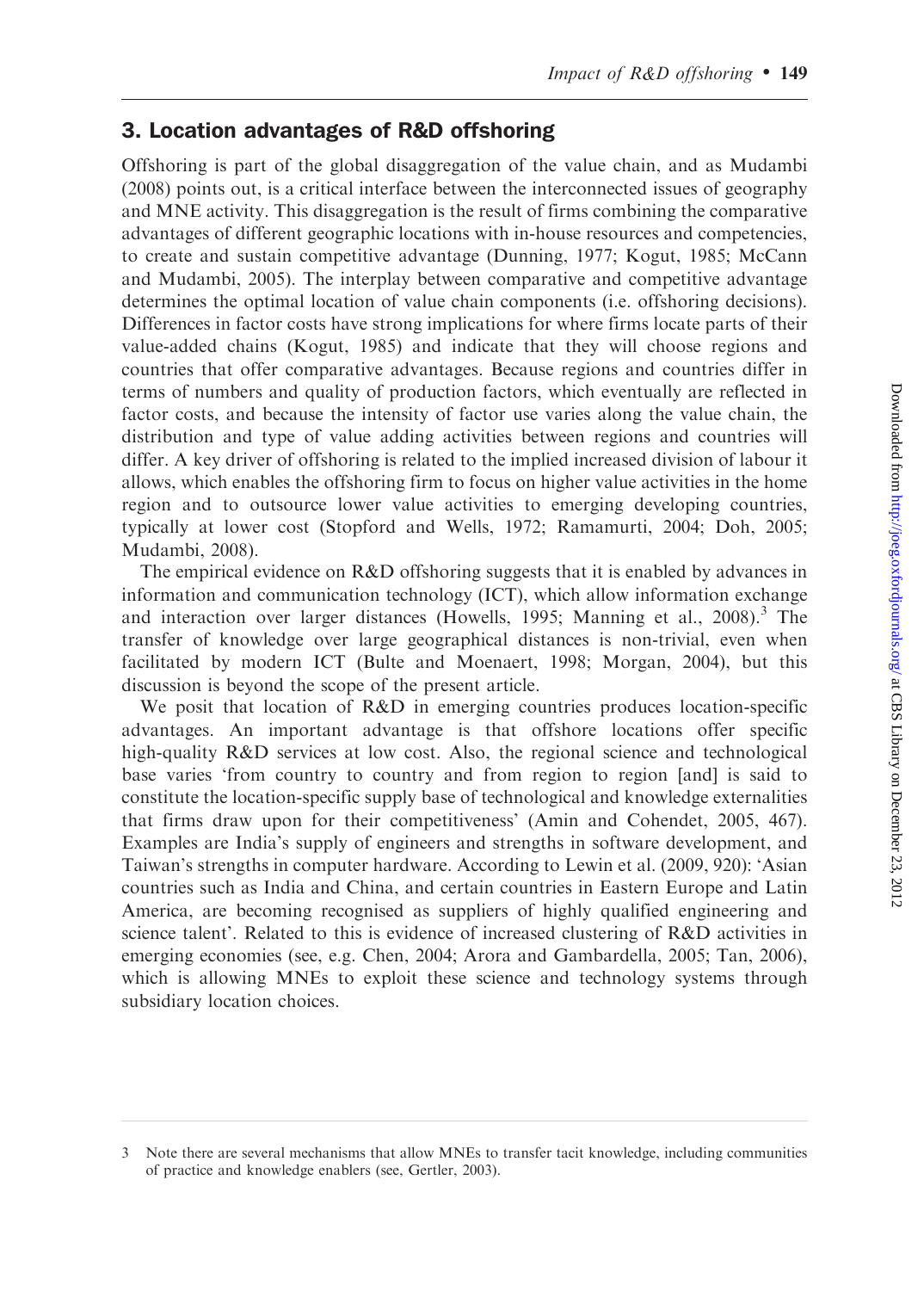## 3. Location advantages of R&D offshoring

Offshoring is part of the global disaggregation of the value chain, and as Mudambi (2008) points out, is a critical interface between the interconnected issues of geography and MNE activity. This disaggregation is the result of firms combining the comparative advantages of different geographic locations with in-house resources and competencies, to create and sustain competitive advantage (Dunning, 1977; Kogut, 1985; McCann and Mudambi, 2005). The interplay between comparative and competitive advantage determines the optimal location of value chain components (i.e. offshoring decisions). Differences in factor costs have strong implications for where firms locate parts of their value-added chains (Kogut, 1985) and indicate that they will choose regions and countries that offer comparative advantages. Because regions and countries differ in terms of numbers and quality of production factors, which eventually are reflected in factor costs, and because the intensity of factor use varies along the value chain, the distribution and type of value adding activities between regions and countries will differ. A key driver of offshoring is related to the implied increased division of labour it allows, which enables the offshoring firm to focus on higher value activities in the home region and to outsource lower value activities to emerging developing countries, typically at lower cost (Stopford and Wells, 1972; Ramamurti, 2004; Doh, 2005; Mudambi, 2008).

The empirical evidence on R&D offshoring suggests that it is enabled by advances in information and communication technology (ICT), which allow information exchange and interaction over larger distances (Howells, 1995; Manning et al., 2008).[3] The transfer of knowledge over large geographical distances is non-trivial, even when facilitated by modern ICT (Bulte and Moenaert, 1998; Morgan, 2004), but this discussion is beyond the scope of the present article.

We posit that location of R&D in emerging countries produces location-specific advantages. An important advantage is that offshore locations offer specific high-quality R&D services at low cost. Also, the regional science and technological base varies 'from country to country and from region to region [and] is said to constitute the location-specific supply base of technological and knowledge externalities that firms draw upon for their competitiveness' (Amin and Cohendet, 2005, 467). Examples are India's supply of engineers and strengths in software development, and Taiwan's strengths in computer hardware. According to Lewin et al. (2009, 920): 'Asian countries such as India and China, and certain countries in Eastern Europe and Latin America, are becoming recognised as suppliers of highly qualified engineering and science talent'. Related to this is evidence of increased clustering of R&D activities in emerging economies (see, e.g. Chen, 2004; Arora and Gambardella, 2005; Tan, 2006), which is allowing MNEs to exploit these science and technology systems through subsidiary location choices.

3 Note there are several mechanisms that allow MNEs to transfer tacit knowledge, including communities of practice and knowledge enablers (see, Gertler, 2003).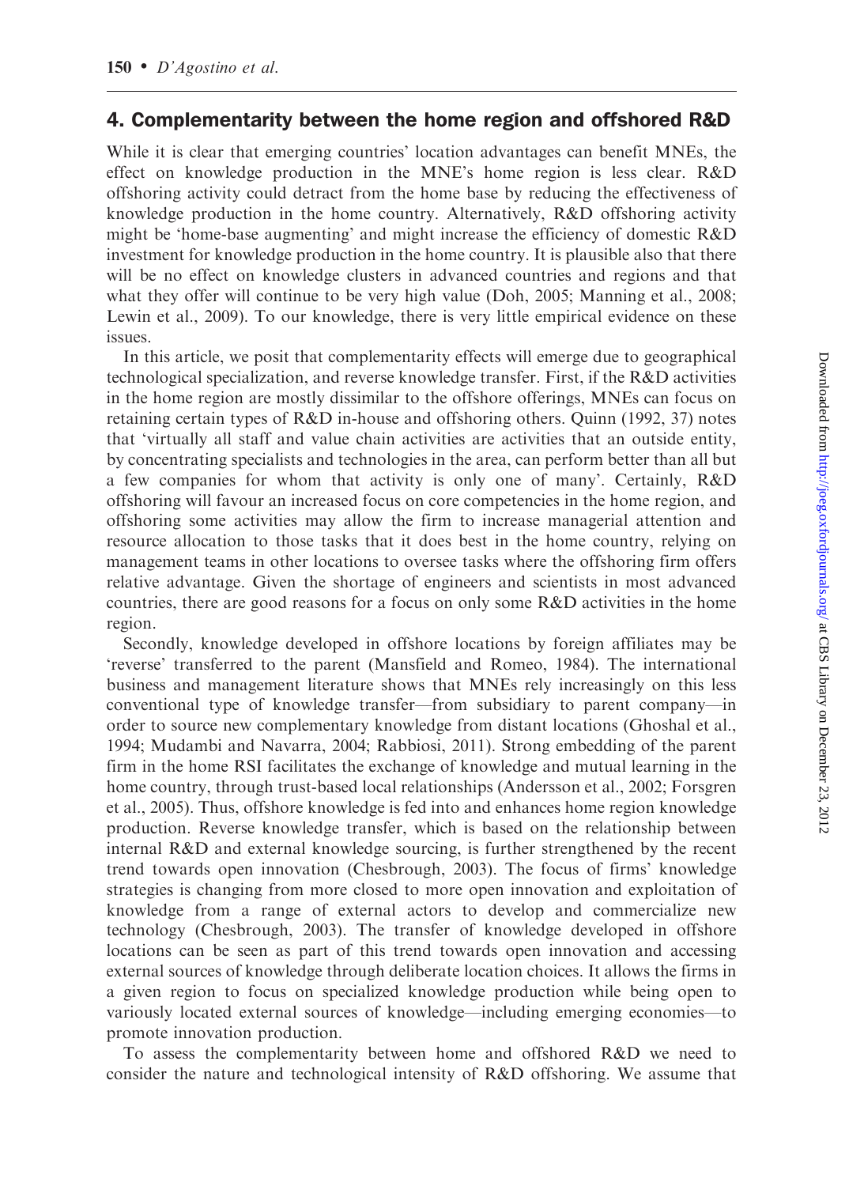## 4. Complementarity between the home region and offshored R&D

While it is clear that emerging countries' location advantages can benefit MNEs, the effect on knowledge production in the MNE's home region is less clear. R&D offshoring activity could detract from the home base by reducing the effectiveness of knowledge production in the home country. Alternatively, R&D offshoring activity might be 'home-base augmenting' and might increase the efficiency of domestic R&D investment for knowledge production in the home country. It is plausible also that there will be no effect on knowledge clusters in advanced countries and regions and that what they offer will continue to be very high value (Doh, 2005; Manning et al., 2008; Lewin et al., 2009). To our knowledge, there is very little empirical evidence on these issues.

In this article, we posit that complementarity effects will emerge due to geographical technological specialization, and reverse knowledge transfer. First, if the R&D activities in the home region are mostly dissimilar to the offshore offerings, MNEs can focus on retaining certain types of R&D in-house and offshoring others. Quinn (1992, 37) notes that 'virtually all staff and value chain activities are activities that an outside entity, by concentrating specialists and technologies in the area, can perform better than all but a few companies for whom that activity is only one of many'. Certainly, R&D offshoring will favour an increased focus on core competencies in the home region, and offshoring some activities may allow the firm to increase managerial attention and resource allocation to those tasks that it does best in the home country, relying on management teams in other locations to oversee tasks where the offshoring firm offers relative advantage. Given the shortage of engineers and scientists in most advanced countries, there are good reasons for a focus on only some R&D activities in the home region.

Secondly, knowledge developed in offshore locations by foreign affiliates may be 'reverse' transferred to the parent (Mansfield and Romeo, 1984). The international business and management literature shows that MNEs rely increasingly on this less conventional type of knowledge transfer—from subsidiary to parent company—in order to source new complementary knowledge from distant locations (Ghoshal et al., 1994; Mudambi and Navarra, 2004; Rabbiosi, 2011). Strong embedding of the parent firm in the home RSI facilitates the exchange of knowledge and mutual learning in the home country, through trust-based local relationships (Andersson et al., 2002; Forsgren et al., 2005). Thus, offshore knowledge is fed into and enhances home region knowledge production. Reverse knowledge transfer, which is based on the relationship between internal R&D and external knowledge sourcing, is further strengthened by the recent trend towards open innovation (Chesbrough, 2003). The focus of firms' knowledge strategies is changing from more closed to more open innovation and exploitation of knowledge from a range of external actors to develop and commercialize new technology (Chesbrough, 2003). The transfer of knowledge developed in offshore locations can be seen as part of this trend towards open innovation and accessing external sources of knowledge through deliberate location choices. It allows the firms in a given region to focus on specialized knowledge production while being open to variously located external sources of knowledge—including emerging economies—to promote innovation production.

To assess the complementarity between home and offshored R&D we need to consider the nature and technological intensity of R&D offshoring. We assume that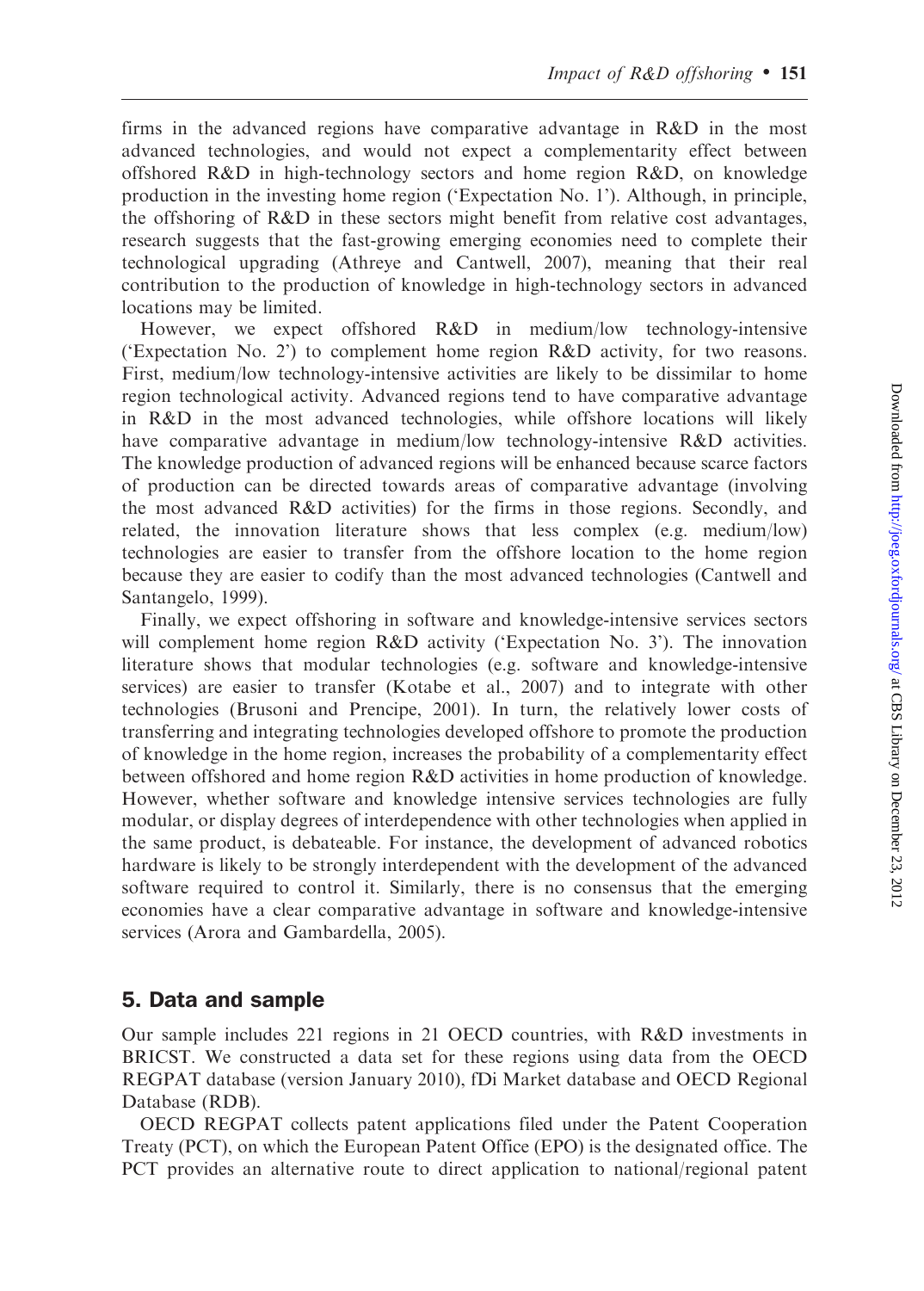firms in the advanced regions have comparative advantage in R&D in the most advanced technologies, and would not expect a complementarity effect between offshored R&D in high-technology sectors and home region R&D, on knowledge production in the investing home region ('Expectation No. 1'). Although, in principle, the offshoring of R&D in these sectors might benefit from relative cost advantages, research suggests that the fast-growing emerging economies need to complete their technological upgrading (Athreye and Cantwell, 2007), meaning that their real contribution to the production of knowledge in high-technology sectors in advanced locations may be limited.

However, we expect offshored R&D in medium/low technology-intensive ('Expectation No. 2') to complement home region R&D activity, for two reasons. First, medium/low technology-intensive activities are likely to be dissimilar to home region technological activity. Advanced regions tend to have comparative advantage in R&D in the most advanced technologies, while offshore locations will likely have comparative advantage in medium/low technology-intensive R&D activities. The knowledge production of advanced regions will be enhanced because scarce factors of production can be directed towards areas of comparative advantage (involving the most advanced R&D activities) for the firms in those regions. Secondly, and related, the innovation literature shows that less complex (e.g. medium/low) technologies are easier to transfer from the offshore location to the home region because they are easier to codify than the most advanced technologies (Cantwell and Santangelo, 1999).

Finally, we expect offshoring in software and knowledge-intensive services sectors will complement home region R&D activity ('Expectation No. 3'). The innovation literature shows that modular technologies (e.g. software and knowledge-intensive services) are easier to transfer (Kotabe et al., 2007) and to integrate with other technologies (Brusoni and Prencipe, 2001). In turn, the relatively lower costs of transferring and integrating technologies developed offshore to promote the production of knowledge in the home region, increases the probability of a complementarity effect between offshored and home region R&D activities in home production of knowledge. However, whether software and knowledge intensive services technologies are fully modular, or display degrees of interdependence with other technologies when applied in the same product, is debateable. For instance, the development of advanced robotics hardware is likely to be strongly interdependent with the development of the advanced software required to control it. Similarly, there is no consensus that the emerging economies have a clear comparative advantage in software and knowledge-intensive services (Arora and Gambardella, 2005).

## 5. Data and sample

Our sample includes 221 regions in 21 OECD countries, with R&D investments in BRICST. We constructed a data set for these regions using data from the OECD REGPAT database (version January 2010), fDi Market database and OECD Regional Database (RDB).

OECD REGPAT collects patent applications filed under the Patent Cooperation Treaty (PCT), on which the European Patent Office (EPO) is the designated office. The PCT provides an alternative route to direct application to national/regional patent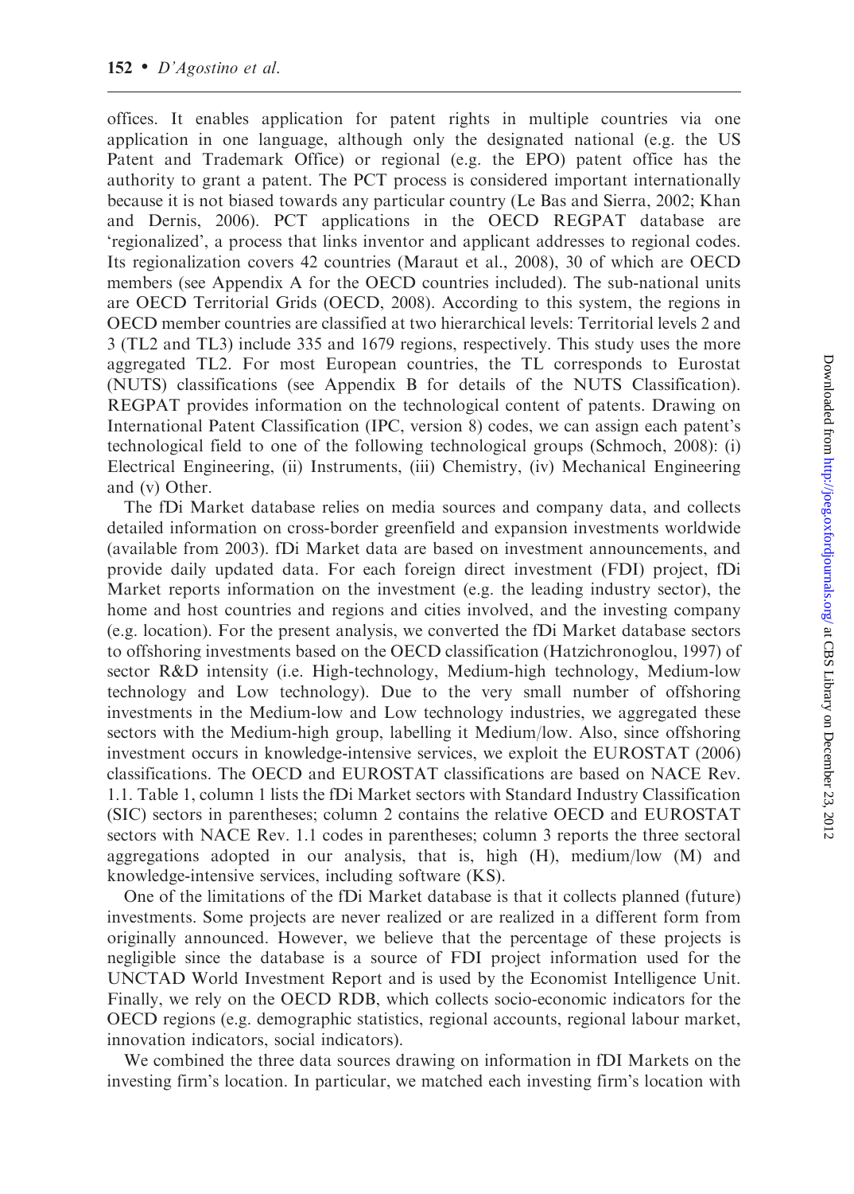offices. It enables application for patent rights in multiple countries via one application in one language, although only the designated national (e.g. the US Patent and Trademark Office) or regional (e.g. the EPO) patent office has the authority to grant a patent. The PCT process is considered important internationally because it is not biased towards any particular country (Le Bas and Sierra, 2002; Khan and Dernis, 2006). PCT applications in the OECD REGPAT database are 'regionalized', a process that links inventor and applicant addresses to regional codes. Its regionalization covers 42 countries (Maraut et al., 2008), 30 of which are OECD members (see Appendix A for the OECD countries included). The sub-national units are OECD Territorial Grids (OECD, 2008). According to this system, the regions in OECD member countries are classified at two hierarchical levels: Territorial levels 2 and 3 (TL2 and TL3) include 335 and 1679 regions, respectively. This study uses the more aggregated TL2. For most European countries, the TL corresponds to Eurostat (NUTS) classifications (see Appendix B for details of the NUTS Classification). REGPAT provides information on the technological content of patents. Drawing on International Patent Classification (IPC, version 8) codes, we can assign each patent's technological field to one of the following technological groups (Schmoch, 2008): (i) Electrical Engineering, (ii) Instruments, (iii) Chemistry, (iv) Mechanical Engineering and (v) Other.

The fDi Market database relies on media sources and company data, and collects detailed information on cross-border greenfield and expansion investments worldwide (available from 2003). fDi Market data are based on investment announcements, and provide daily updated data. For each foreign direct investment (FDI) project, fDi Market reports information on the investment (e.g. the leading industry sector), the home and host countries and regions and cities involved, and the investing company (e.g. location). For the present analysis, we converted the fDi Market database sectors to offshoring investments based on the OECD classification (Hatzichronoglou, 1997) of sector R&D intensity (i.e. High-technology, Medium-high technology, Medium-low technology and Low technology). Due to the very small number of offshoring investments in the Medium-low and Low technology industries, we aggregated these sectors with the Medium-high group, labelling it Medium/low. Also, since offshoring investment occurs in knowledge-intensive services, we exploit the EUROSTAT (2006) classifications. The OECD and EUROSTAT classifications are based on NACE Rev. 1.1. Table 1, column 1 lists the fDi Market sectors with Standard Industry Classification (SIC) sectors in parentheses; column 2 contains the relative OECD and EUROSTAT sectors with NACE Rev. 1.1 codes in parentheses; column 3 reports the three sectoral aggregations adopted in our analysis, that is, high (H), medium/low (M) and knowledge-intensive services, including software (KS).

One of the limitations of the fDi Market database is that it collects planned (future) investments. Some projects are never realized or are realized in a different form from originally announced. However, we believe that the percentage of these projects is negligible since the database is a source of FDI project information used for the UNCTAD World Investment Report and is used by the Economist Intelligence Unit. Finally, we rely on the OECD RDB, which collects socio-economic indicators for the OECD regions (e.g. demographic statistics, regional accounts, regional labour market, innovation indicators, social indicators).

We combined the three data sources drawing on information in fDI Markets on the investing firm's location. In particular, we matched each investing firm's location with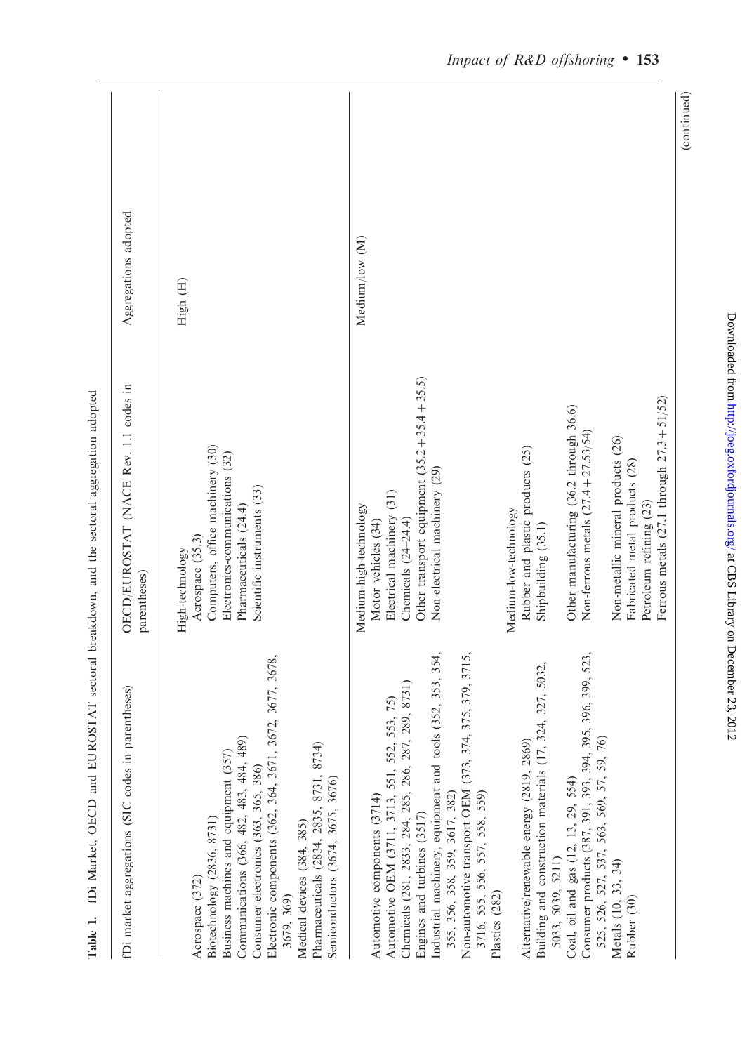**Table 1.** fDi Market, OECD and EUROSTAT sectoral breakdown, and the sectoral aggregation adopted

| fDi market aggregations (SIC codes in parentheses) | OECD/EUROSTAT (NACE Rev. 1.1 codes in parentheses) | Aggregations adopted |
|---|---|---|
| Aerospace (372)<br>Biotechnology (2836, 8731)<br>Business machines and equipment (357)<br>Communications (366, 482, 483, 484, 489)<br>Consumer electronics (363, 365, 386)<br>Electronic components (362, 364, 3671, 3672, 3677, 3678, 3679, 369)<br>Medical devices (384, 385)<br>Pharmaceuticals (2834, 2835, 8731, 8734)<br>Semiconductors (3674, 3675, 3676) | High-technology<br>Aerospace (35.3)<br>Computers, office machinery (30)<br>Electronics-communications (32)<br>Pharmaceuticals (24.4)<br>Scientific instruments (33) | High (H) |
| Automotive components (3714)<br>Automotive OEM (3711, 3713, 551, 552, 553, 75)<br>Chemicals (281, 2833, 284, 285, 286, 287, 289, 8731)<br>Engines and turbines (3517)<br>Industrial machinery, equipment and tools (352, 353, 354, 355, 356, 358, 359, 3617, 382)<br>Non-automotive transport OEM (373, 374, 375, 379, 3715, 3716, 555, 556, 557, 558, 559)<br>Plastics (282) | Medium-high-technology<br>Motor vehicles (34)<br>Electrical machinery (31)<br>Chemicals (24–24.4)<br>Other transport equipment (35.2 + 35.4 + 35.5)<br>Non-electrical machinery (29) | Medium/low (M) |
| Alternative/renewable energy (2819, 2869)<br>Building and construction materials (17, 324, 327, 5032, 5033, 5039, 5211)<br>Coal, oil and gas (12, 13, 29, 554)<br>Consumer products (387, 391, 393, 394, 395, 396, 399, 523, 525, 526, 527, 537, 563, 569, 57, 59, 76)<br>Metals (10, 33, 34)<br>Rubber (30) | Medium-low-technology<br>Rubber and plastic products (25)<br>Shipbuilding (35.1)<br><br>Other manufacturing (36.2 through 36.6)<br>Non-ferrous metals (27.4 + 27.53/54)<br><br>Non-metallic mineral products (26)<br>Fabricated metal products (28)<br>Petroleum refining (23)<br>Ferrous metals (27.1 through 27.3 + 51/52) | |

(continued)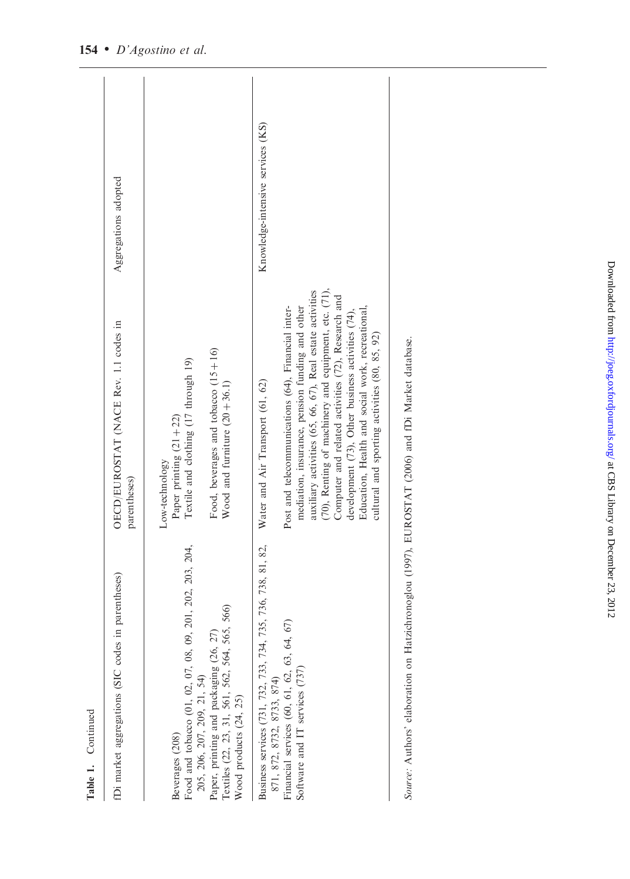**Table 1.** Continued

| fDi market aggregations (SIC codes in parentheses) | OECD/EUROSTAT (NACE Rev. 1.1 codes in parentheses) | Aggregations adopted |
|---|---|---|
| | Low-technology | |
| Beverages (208) | Paper printing (21 + 22) | |
| Food and tobacco (01, 02, 07, 08, 09, 201, 202, 203, 204, 205, 206, 207, 209, 21, 54) | Textile and clothing (17 through 19) | |
| Paper, printing and packaging (26, 27) | Food, beverages and tobacco (15 + 16) | |
| Textiles (22, 23, 31, 561, 562, 564, 565, 566) | Wood and furniture (20 + 36.1) | |
| Wood products (24, 25) | | |
| Business services (731, 732, 733, 734, 735, 736, 738, 81, 82, 871, 872, 8732, 8733, 874) | Water and Air Transport (61, 62) | Knowledge-intensive services (KS) |
| Financial services (60, 61, 62, 63, 64, 67) | Post and telecommunications (64), Financial intermediation, insurance, pension funding and other auxiliary activities (65, 66, 67), Real estate activities (70), Renting of machinery and equipment, etc. (71), Computer and related activities (72), Research and development (73), Other business activities (74), Education, Health and social work, recreational, cultural and sporting activities (80, 85, 92) | |
| Software and IT services (737) | | |

*Source:* Authors' elaboration on Hatzichronoglou (1997), EUROSTAT (2006) and fDi Market database.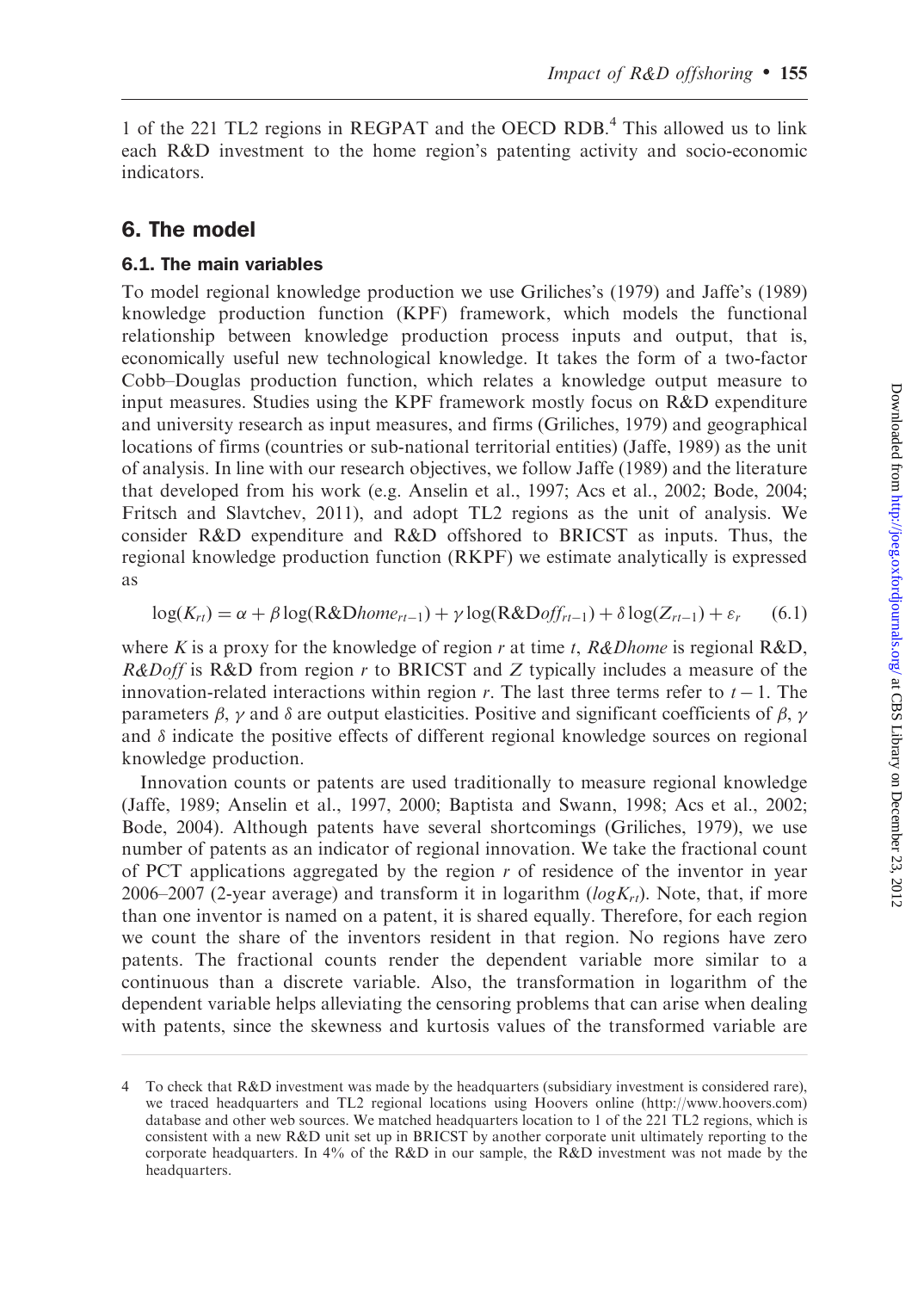1 of the 221 TL2 regions in REGPAT and the OECD RDB.[4] This allowed us to link each R&D investment to the home region's patenting activity and socio-economic indicators.

## 6. The model

### 6.1. The main variables

To model regional knowledge production we use Griliches's (1979) and Jaffe's (1989) knowledge production function (KPF) framework, which models the functional relationship between knowledge production process inputs and output, that is, economically useful new technological knowledge. It takes the form of a two-factor Cobb–Douglas production function, which relates a knowledge output measure to input measures. Studies using the KPF framework mostly focus on R&D expenditure and university research as input measures, and firms (Griliches, 1979) and geographical locations of firms (countries or sub-national territorial entities) (Jaffe, 1989) as the unit of analysis. In line with our research objectives, we follow Jaffe (1989) and the literature that developed from his work (e.g. Anselin et al., 1997; Acs et al., 2002; Bode, 2004; Fritsch and Slavtchev, 2011), and adopt TL2 regions as the unit of analysis. We consider R&D expenditure and R&D offshored to BRICST as inputs. Thus, the regional knowledge production function (RKPF) we estimate analytically is expressed as

$$\log(K_{rt}) = \alpha + \beta \log(\text{R\&D}home_{rt-1}) + \gamma \log(\text{R\&D}off_{rt-1}) + \delta \log(Z_{rt-1}) + \varepsilon_r \qquad (6.1)$$

where $K$ is a proxy for the knowledge of region $r$ at time $t$, *R&Dhome* is regional R&D, *R&Doff* is R&D from region $r$ to BRICST and $Z$ typically includes a measure of the innovation-related interactions within region $r$. The last three terms refer to $t-1$. The parameters $\beta$, $\gamma$ and $\delta$ are output elasticities. Positive and significant coefficients of $\beta$, $\gamma$ and $\delta$ indicate the positive effects of different regional knowledge sources on regional knowledge production.

Innovation counts or patents are used traditionally to measure regional knowledge (Jaffe, 1989; Anselin et al., 1997, 2000; Baptista and Swann, 1998; Acs et al., 2002; Bode, 2004). Although patents have several shortcomings (Griliches, 1979), we use number of patents as an indicator of regional innovation. We take the fractional count of PCT applications aggregated by the region $r$ of residence of the inventor in year 2006–2007 (2-year average) and transform it in logarithm ($logK_{rt}$). Note, that, if more than one inventor is named on a patent, it is shared equally. Therefore, for each region we count the share of the inventors resident in that region. No regions have zero patents. The fractional counts render the dependent variable more similar to a continuous than a discrete variable. Also, the transformation in logarithm of the dependent variable helps alleviating the censoring problems that can arise when dealing with patents, since the skewness and kurtosis values of the transformed variable are

4 To check that R&D investment was made by the headquarters (subsidiary investment is considered rare), we traced headquarters and TL2 regional locations using Hoovers online (http://www.hoovers.com) database and other web sources. We matched headquarters location to 1 of the 221 TL2 regions, which is consistent with a new R&D unit set up in BRICST by another corporate unit ultimately reporting to the corporate headquarters. In 4% of the R&D in our sample, the R&D investment was not made by the headquarters.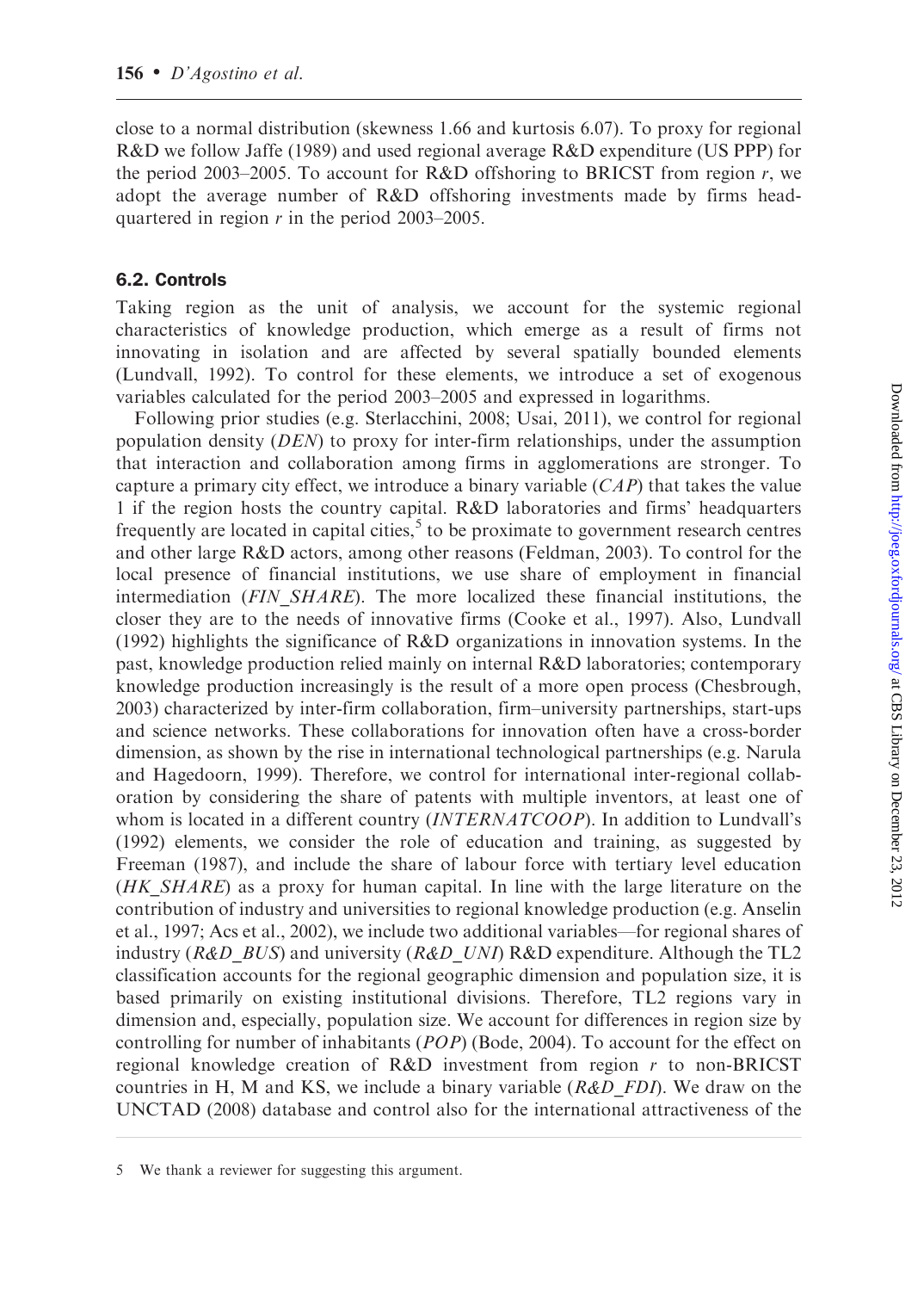close to a normal distribution (skewness 1.66 and kurtosis 6.07). To proxy for regional R&D we follow Jaffe (1989) and used regional average R&D expenditure (US PPP) for the period 2003–2005. To account for R&D offshoring to BRICST from region $r$, we adopt the average number of R&D offshoring investments made by firms headquartered in region $r$ in the period 2003–2005.

## 6.2. Controls

Taking region as the unit of analysis, we account for the systemic regional characteristics of knowledge production, which emerge as a result of firms not innovating in isolation and are affected by several spatially bounded elements (Lundvall, 1992). To control for these elements, we introduce a set of exogenous variables calculated for the period 2003–2005 and expressed in logarithms.

Following prior studies (e.g. Sterlacchini, 2008; Usai, 2011), we control for regional population density (*DEN*) to proxy for inter-firm relationships, under the assumption that interaction and collaboration among firms in agglomerations are stronger. To capture a primary city effect, we introduce a binary variable (*CAP*) that takes the value 1 if the region hosts the country capital. R&D laboratories and firms' headquarters frequently are located in capital cities,[5] to be proximate to government research centres and other large R&D actors, among other reasons (Feldman, 2003). To control for the local presence of financial institutions, we use share of employment in financial intermediation (*FIN_SHARE*). The more localized these financial institutions, the closer they are to the needs of innovative firms (Cooke et al., 1997). Also, Lundvall (1992) highlights the significance of R&D organizations in innovation systems. In the past, knowledge production relied mainly on internal R&D laboratories; contemporary knowledge production increasingly is the result of a more open process (Chesbrough, 2003) characterized by inter-firm collaboration, firm–university partnerships, start-ups and science networks. These collaborations for innovation often have a cross-border dimension, as shown by the rise in international technological partnerships (e.g. Narula and Hagedoorn, 1999). Therefore, we control for international inter-regional collaboration by considering the share of patents with multiple inventors, at least one of whom is located in a different country (*INTERNATCOOP*). In addition to Lundvall's (1992) elements, we consider the role of education and training, as suggested by Freeman (1987), and include the share of labour force with tertiary level education (*HK_SHARE*) as a proxy for human capital. In line with the large literature on the contribution of industry and universities to regional knowledge production (e.g. Anselin et al., 1997; Acs et al., 2002), we include two additional variables—for regional shares of industry (*R&D_BUS*) and university (*R&D_UNI*) R&D expenditure. Although the TL2 classification accounts for the regional geographic dimension and population size, it is based primarily on existing institutional divisions. Therefore, TL2 regions vary in dimension and, especially, population size. We account for differences in region size by controlling for number of inhabitants (*POP*) (Bode, 2004). To account for the effect on regional knowledge creation of R&D investment from region $r$ to non-BRICST countries in H, M and KS, we include a binary variable (*R&D_FDI*). We draw on the UNCTAD (2008) database and control also for the international attractiveness of the

---

5 We thank a reviewer for suggesting this argument.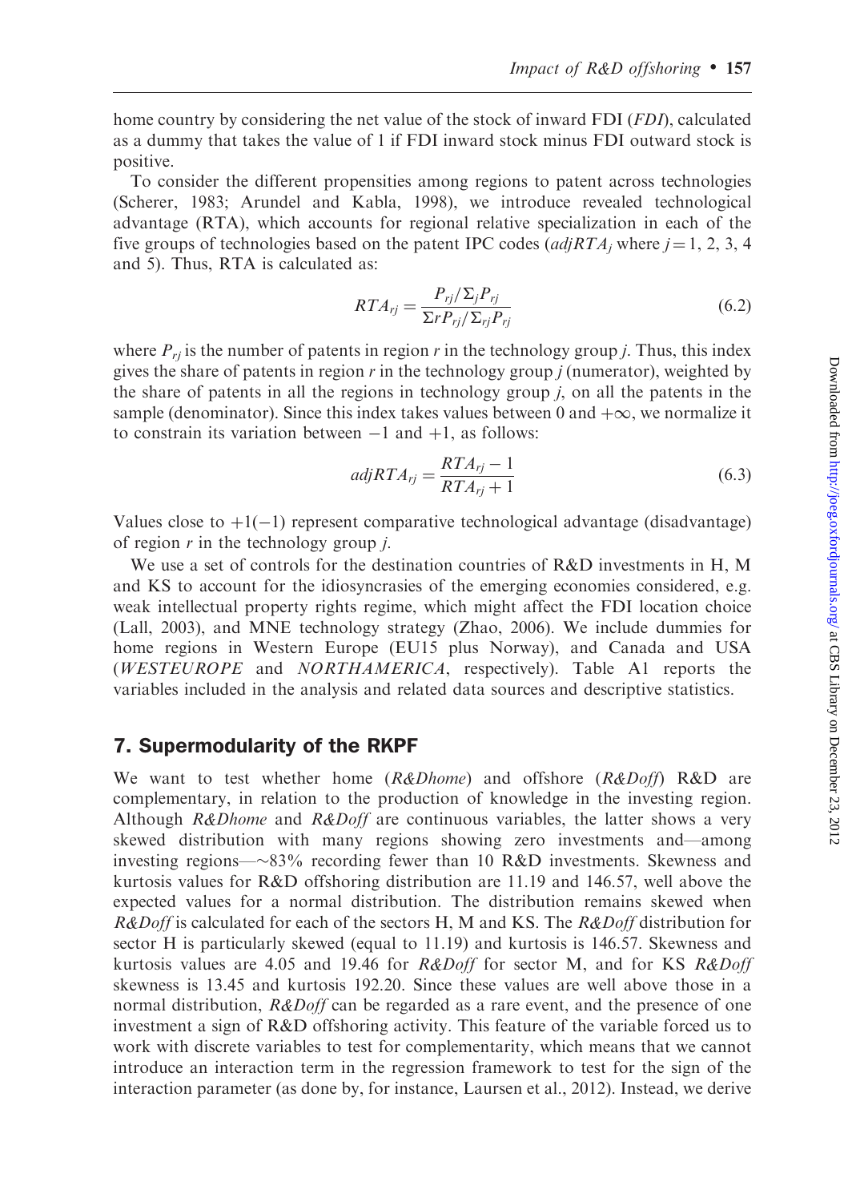home country by considering the net value of the stock of inward FDI (*FDI*), calculated as a dummy that takes the value of 1 if FDI inward stock minus FDI outward stock is positive.

To consider the different propensities among regions to patent across technologies (Scherer, 1983; Arundel and Kabla, 1998), we introduce revealed technological advantage (RTA), which accounts for regional relative specialization in each of the five groups of technologies based on the patent IPC codes ($adjRTA_j$ where $j = 1, 2, 3, 4$ and 5). Thus, RTA is calculated as:

$$RTA_{rj} = \frac{P_{rj}/\Sigma_j P_{rj}}{\Sigma r P_{rj}/\Sigma_{rj} P_{rj}} \tag{6.2}$$

where $P_{rj}$ is the number of patents in region $r$ in the technology group $j$. Thus, this index gives the share of patents in region $r$ in the technology group $j$ (numerator), weighted by the share of patents in all the regions in technology group $j$, on all the patents in the sample (denominator). Since this index takes values between 0 and $+\infty$, we normalize it to constrain its variation between $-1$ and $+1$, as follows:

$$adjRTA_{rj} = \frac{RTA_{rj} - 1}{RTA_{rj} + 1} \tag{6.3}$$

Values close to $+1(-1)$ represent comparative technological advantage (disadvantage) of region $r$ in the technology group $j$.

We use a set of controls for the destination countries of R&D investments in H, M and KS to account for the idiosyncrasies of the emerging economies considered, e.g. weak intellectual property rights regime, which might affect the FDI location choice (Lall, 2003), and MNE technology strategy (Zhao, 2006). We include dummies for home regions in Western Europe (EU15 plus Norway), and Canada and USA (*WESTEUROPE* and *NORTHAMERICA*, respectively). Table A1 reports the variables included in the analysis and related data sources and descriptive statistics.

## 7. Supermodularity of the RKPF

We want to test whether home (*R&Dhome*) and offshore (*R&Doff*) R&D are complementary, in relation to the production of knowledge in the investing region. Although *R&Dhome* and *R&Doff* are continuous variables, the latter shows a very skewed distribution with many regions showing zero investments and—among investing regions—~83% recording fewer than 10 R&D investments. Skewness and kurtosis values for R&D offshoring distribution are 11.19 and 146.57, well above the expected values for a normal distribution. The distribution remains skewed when *R&Doff* is calculated for each of the sectors H, M and KS. The *R&Doff* distribution for sector H is particularly skewed (equal to 11.19) and kurtosis is 146.57. Skewness and kurtosis values are 4.05 and 19.46 for *R&Doff* for sector M, and for KS *R&Doff* skewness is 13.45 and kurtosis 192.20. Since these values are well above those in a normal distribution, *R&Doff* can be regarded as a rare event, and the presence of one investment a sign of R&D offshoring activity. This feature of the variable forced us to work with discrete variables to test for complementarity, which means that we cannot introduce an interaction term in the regression framework to test for the sign of the interaction parameter (as done by, for instance, Laursen et al., 2012). Instead, we derive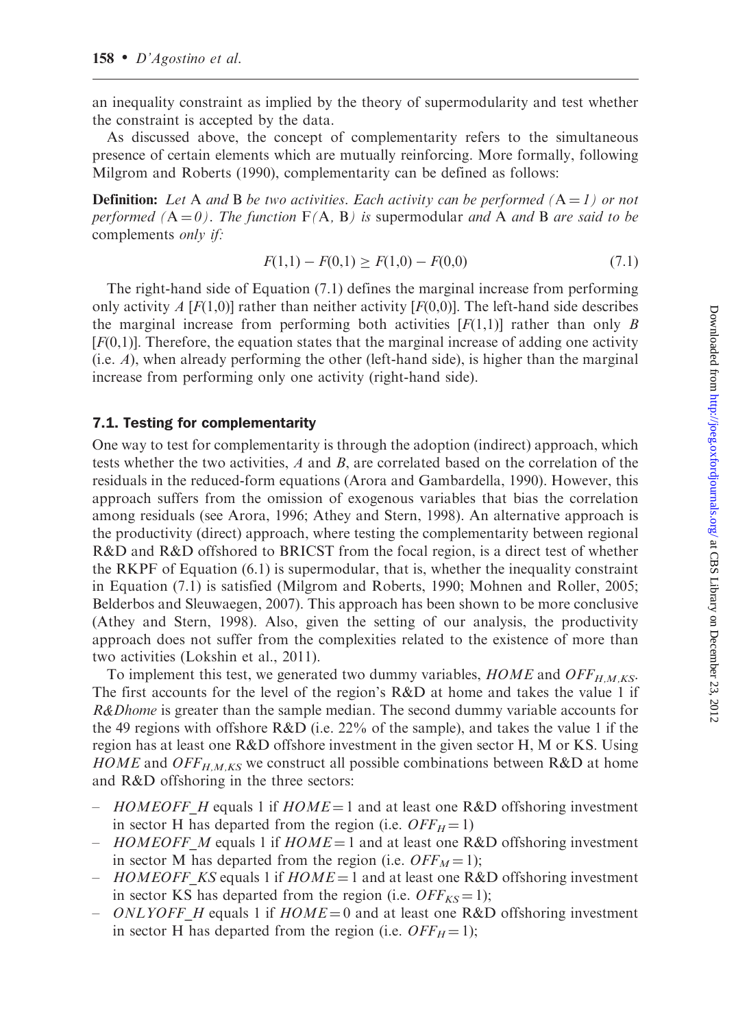an inequality constraint as implied by the theory of supermodularity and test whether the constraint is accepted by the data.

As discussed above, the concept of complementarity refers to the simultaneous presence of certain elements which are mutually reinforcing. More formally, following Milgrom and Roberts (1990), complementarity can be defined as follows:

**Definition:** *Let* A *and* B *be two activities. Each activity can be performed (*$A = 1$*) or not performed (*$A = 0$*). The function* $F(A, B)$ *is* supermodular *and* A *and* B *are said to be* complements *only if:*

$$F(1,1) - F(0,1) \geq F(1,0) - F(0,0) \tag{7.1}$$

The right-hand side of Equation (7.1) defines the marginal increase from performing only activity $A$ [$F(1,0)$] rather than neither activity [$F(0,0)$]. The left-hand side describes the marginal increase from performing both activities [$F(1,1)$] rather than only $B$ [$F(0,1)$]. Therefore, the equation states that the marginal increase of adding one activity (i.e. $A$), when already performing the other (left-hand side), is higher than the marginal increase from performing only one activity (right-hand side).

### 7.1. Testing for complementarity

One way to test for complementarity is through the adoption (indirect) approach, which tests whether the two activities, $A$ and $B$, are correlated based on the correlation of the residuals in the reduced-form equations (Arora and Gambardella, 1990). However, this approach suffers from the omission of exogenous variables that bias the correlation among residuals (see Arora, 1996; Athey and Stern, 1998). An alternative approach is the productivity (direct) approach, where testing the complementarity between regional R&D and R&D offshored to BRICST from the focal region, is a direct test of whether the RKPF of Equation (6.1) is supermodular, that is, whether the inequality constraint in Equation (7.1) is satisfied (Milgrom and Roberts, 1990; Mohnen and Roller, 2005; Belderbos and Sleuwaegen, 2007). This approach has been shown to be more conclusive (Athey and Stern, 1998). Also, given the setting of our analysis, the productivity approach does not suffer from the complexities related to the existence of more than two activities (Lokshin et al., 2011).

To implement this test, we generated two dummy variables, $HOME$ and $OFF_{H,M,KS}$. The first accounts for the level of the region's R&D at home and takes the value 1 if *R&Dhome* is greater than the sample median. The second dummy variable accounts for the 49 regions with offshore R&D (i.e. 22% of the sample), and takes the value 1 if the region has at least one R&D offshore investment in the given sector H, M or KS. Using $HOME$ and $OFF_{H,M,KS}$ we construct all possible combinations between R&D at home and R&D offshoring in the three sectors:

- $HOMEOFF\_H$ equals 1 if $HOME = 1$ and at least one R&D offshoring investment in sector H has departed from the region (i.e. $OFF_H = 1$)
- $HOMEOFF\_M$ equals 1 if $HOME = 1$ and at least one R&D offshoring investment in sector M has departed from the region (i.e. $OFF_M = 1$);
- $HOMEOFF\_KS$ equals 1 if $HOME = 1$ and at least one R&D offshoring investment in sector KS has departed from the region (i.e. $OFF_{KS} = 1$);
- $ONLYOFF\_H$ equals 1 if $HOME = 0$ and at least one R&D offshoring investment in sector H has departed from the region (i.e. $OFF_H = 1$);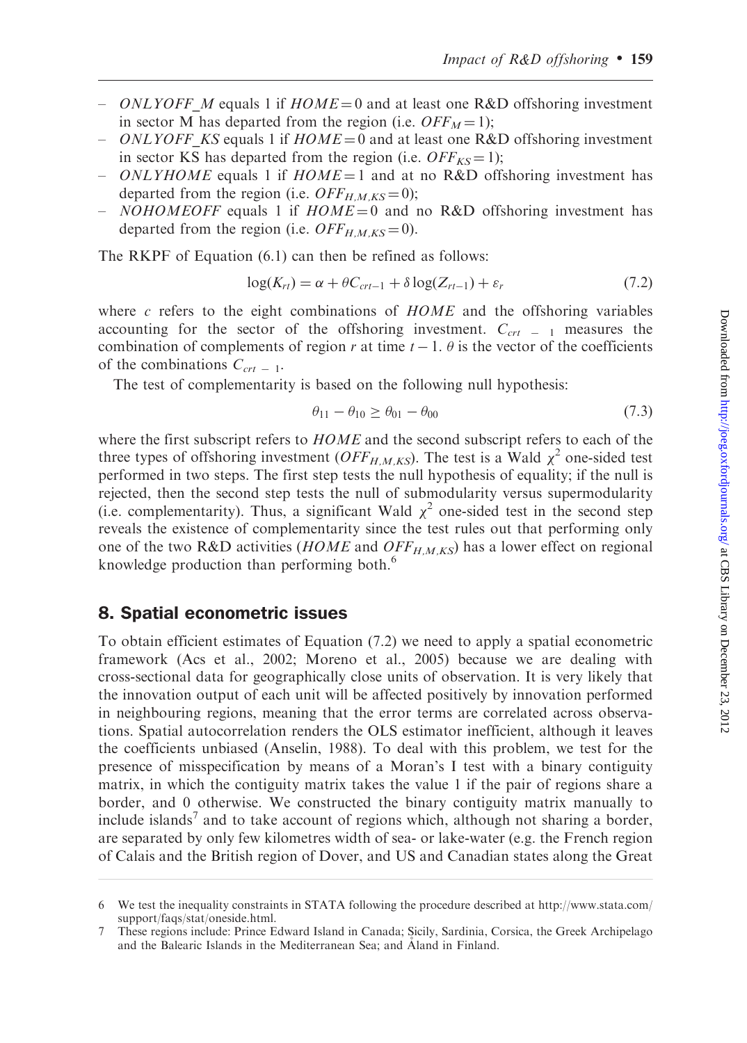- $ONLYOFF\_M$ equals 1 if $HOME = 0$ and at least one R&D offshoring investment in sector M has departed from the region (i.e. $OFF_M = 1$);
- $ONLYOFF\_KS$ equals 1 if $HOME = 0$ and at least one R&D offshoring investment in sector KS has departed from the region (i.e. $OFF_{KS} = 1$);
- $ONLYHOME$ equals 1 if $HOME = 1$ and at no R&D offshoring investment has departed from the region (i.e. $OFF_{H,M,KS} = 0$);
- $NOHOMEOFF$ equals 1 if $HOME = 0$ and no R&D offshoring investment has departed from the region (i.e. $OFF_{H,M,KS} = 0$).

The RKPF of Equation (6.1) can then be refined as follows:

$$\log(K_{rt}) = \alpha + \theta C_{crt-1} + \delta \log(Z_{rt-1}) + \varepsilon_r \tag{7.2}$$

where $c$ refers to the eight combinations of $HOME$ and the offshoring variables accounting for the sector of the offshoring investment. $C_{crt-1}$ measures the combination of complements of region $r$ at time $t-1$. $\theta$ is the vector of the coefficients of the combinations $C_{crt-1}$.

The test of complementarity is based on the following null hypothesis:

$$\theta_{11} - \theta_{10} \geq \theta_{01} - \theta_{00} \tag{7.3}$$

where the first subscript refers to $HOME$ and the second subscript refers to each of the three types of offshoring investment ($OFF_{H,M,KS}$). The test is a Wald $\chi^2$ one-sided test performed in two steps. The first step tests the null hypothesis of equality; if the null is rejected, then the second step tests the null of submodularity versus supermodularity (i.e. complementarity). Thus, a significant Wald $\chi^2$ one-sided test in the second step reveals the existence of complementarity since the test rules out that performing only one of the two R&D activities ($HOME$ and $OFF_{H,M,KS}$) has a lower effect on regional knowledge production than performing both.[6]

## 8. Spatial econometric issues

To obtain efficient estimates of Equation (7.2) we need to apply a spatial econometric framework (Acs et al., 2002; Moreno et al., 2005) because we are dealing with cross-sectional data for geographically close units of observation. It is very likely that the innovation output of each unit will be affected positively by innovation performed in neighbouring regions, meaning that the error terms are correlated across observations. Spatial autocorrelation renders the OLS estimator inefficient, although it leaves the coefficients unbiased (Anselin, 1988). To deal with this problem, we test for the presence of misspecification by means of a Moran's I test with a binary contiguity matrix, in which the contiguity matrix takes the value 1 if the pair of regions share a border, and 0 otherwise. We constructed the binary contiguity manually to include islands[7] and to take account of regions which, although not sharing a border, are separated by only few kilometres width of sea- or lake-water (e.g. the French region of Calais and the British region of Dover, and US and Canadian states along the Great

---

6 We test the inequality constraints in STATA following the procedure described at http://www.stata.com/support/faqs/stat/oneside.html.

7 These regions include: Prince Edward Island in Canada; Sicily, Sardinia, Corsica, the Greek Archipelago and the Balearic Islands in the Mediterranean Sea; and Åland in Finland.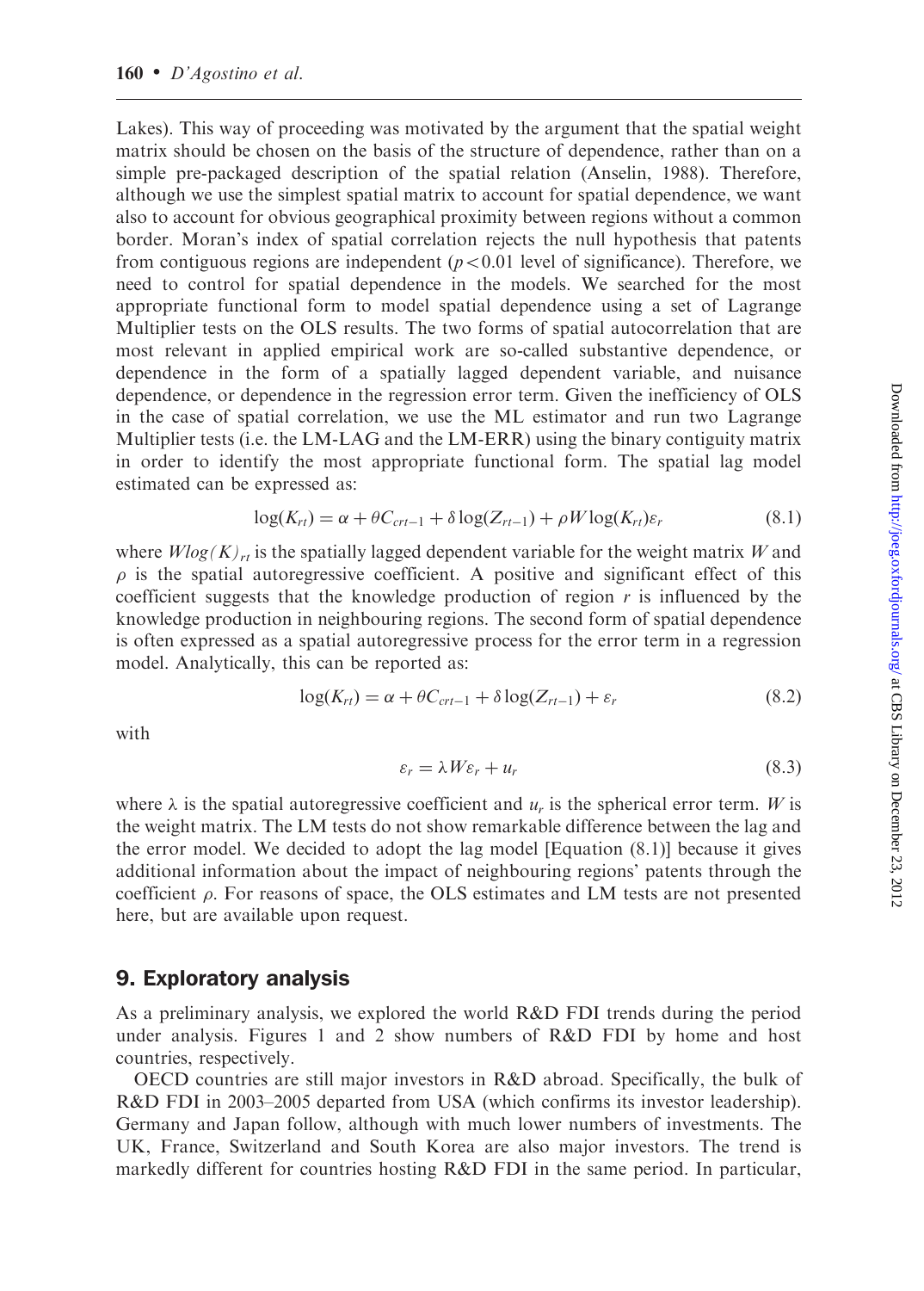Lakes). This way of proceeding was motivated by the argument that the spatial weight matrix should be chosen on the basis of the structure of dependence, rather than on a simple pre-packaged description of the spatial relation (Anselin, 1988). Therefore, although we use the simplest spatial matrix to account for spatial dependence, we want also to account for obvious geographical proximity between regions without a common border. Moran's index of spatial correlation rejects the null hypothesis that patents from contiguous regions are independent ($p < 0.01$ level of significance). Therefore, we need to control for spatial dependence in the models. We searched for the most appropriate functional form to model spatial dependence using a set of Lagrange Multiplier tests on the OLS results. The two forms of spatial autocorrelation that are most relevant in applied empirical work are so-called substantive dependence, or dependence in the form of a spatially lagged dependent variable, and nuisance dependence, or dependence in the regression error term. Given the inefficiency of OLS in the case of spatial correlation, we use the ML estimator and run two Lagrange Multiplier tests (i.e. the LM-LAG and the LM-ERR) using the binary contiguity matrix in order to identify the most appropriate functional form. The spatial lag model estimated can be expressed as:

$$\log(K_{rt}) = \alpha + \theta C_{crt-1} + \delta \log(Z_{rt-1}) + \rho W \log(K_{rt}) \varepsilon_r \tag{8.1}$$

where $Wlog(K)_{rt}$ is the spatially lagged dependent variable for the weight matrix $W$ and $\rho$ is the spatial autoregressive coefficient. A positive and significant effect of this coefficient suggests that the knowledge production of region $r$ is influenced by the knowledge production in neighbouring regions. The second form of spatial dependence is often expressed as a spatial autoregressive process for the error term in a regression model. Analytically, this can be reported as:

$$\log(K_{rt}) = \alpha + \theta C_{crt-1} + \delta \log(Z_{rt-1}) + \varepsilon_r \tag{8.2}$$

with

$$\varepsilon_r = \lambda W \varepsilon_r + u_r \tag{8.3}$$

where $\lambda$ is the spatial autoregressive coefficient and $u_r$ is the spherical error term. $W$ is the weight matrix. The LM tests do not show remarkable difference between the lag and the error model. We decided to adopt the lag model [Equation (8.1)] because it gives additional information about the impact of neighbouring regions' patents through the coefficient $\rho$. For reasons of space, the OLS estimates and LM tests are not presented here, but are available upon request.

## 9. Exploratory analysis

As a preliminary analysis, we explored the world R&D FDI trends during the period under analysis. Figures 1 and 2 show numbers of R&D FDI by home and host countries, respectively.

OECD countries are still major investors in R&D abroad. Specifically, the bulk of R&D FDI in 2003–2005 departed from USA (which confirms its investor leadership). Germany and Japan follow, although with much lower numbers of investments. The UK, France, Switzerland and South Korea are also major investors. The trend is markedly different for countries hosting R&D FDI in the same period. In particular,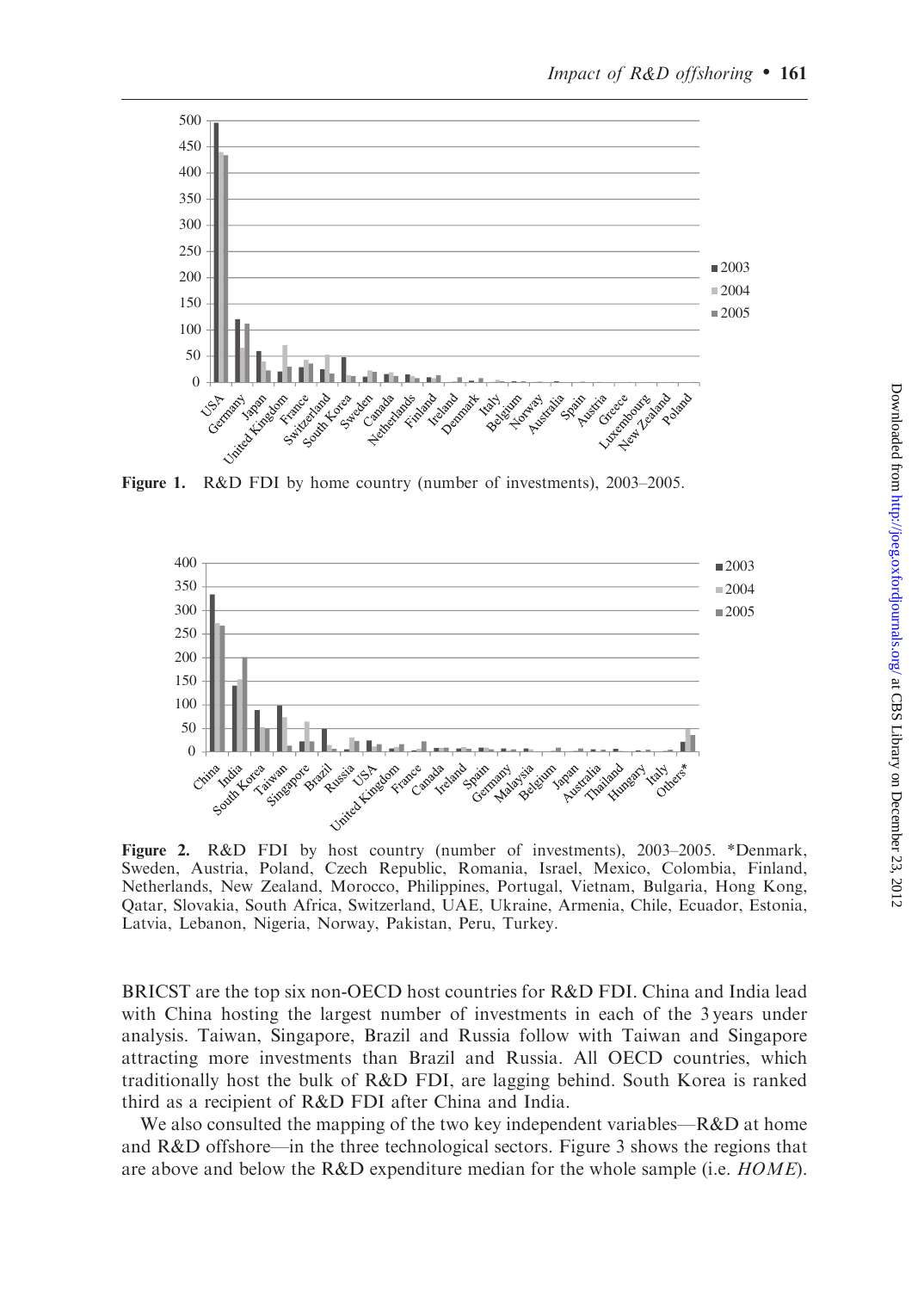Figure 1. R&D FDI by home country (number of investments), 2003–2005.

Figure 2. R&D FDI by host country (number of investments), 2003–2005. *Denmark, Sweden, Austria, Poland, Czech Republic, Romania, Israel, Mexico, Colombia, Finland, Netherlands, New Zealand, Morocco, Philippines, Portugal, Vietnam, Bulgaria, Hong Kong, Qatar, Slovakia, South Africa, Switzerland, UAE, Ukraine, Armenia, Chile, Ecuador, Estonia, Latvia, Lebanon, Nigeria, Norway, Pakistan, Peru, Turkey.

BRICST are the top six non-OECD host countries for R&D FDI. China and India lead with China hosting the largest number of investments in each of the 3 years under analysis. Taiwan, Singapore, Brazil and Russia follow with Taiwan and Singapore attracting more investments than Brazil and Russia. All OECD countries, which traditionally host the bulk of R&D FDI, are lagging behind. South Korea is ranked third as a recipient of R&D FDI after China and India.

We also consulted the mapping of the two key independent variables—R&D at home and R&D offshore—in the three technological sectors. Figure 3 shows the regions that are above and below the R&D expenditure median for the whole sample (i.e. *HOME*).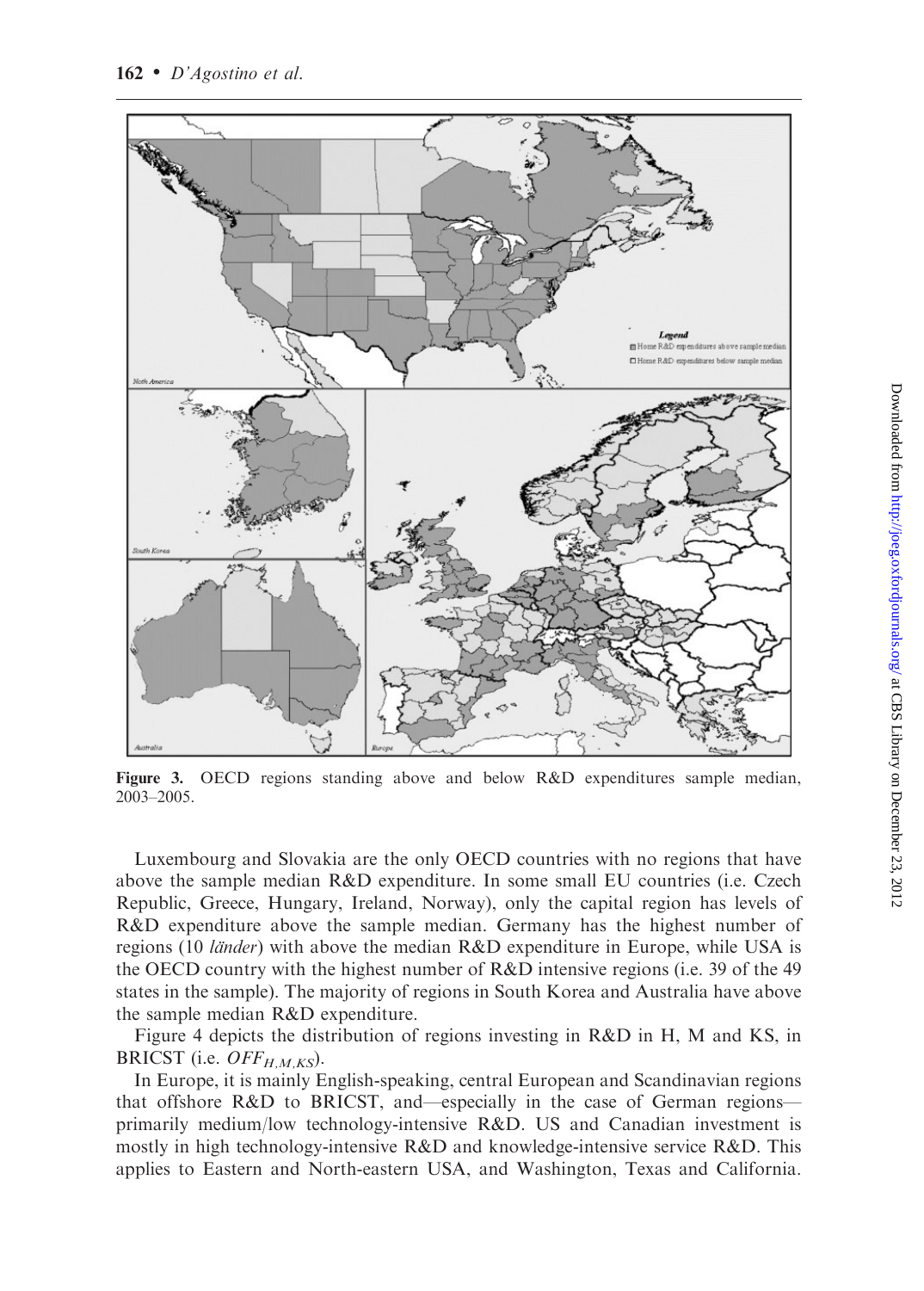Figure 3. OECD regions standing above and below R&D expenditures sample median, 2003–2005.

Luxembourg and Slovakia are the only OECD countries with no regions that have above the sample median R&D expenditure. In some small EU countries (i.e. Czech Republic, Greece, Hungary, Ireland, Norway), only the capital region has levels of R&D expenditure above the sample median. Germany has the highest number of regions (10 *länder*) with above the median R&D expenditure in Europe, while USA is the OECD country with the highest number of R&D intensive regions (i.e. 39 of the 49 states in the sample). The majority of regions in South Korea and Australia have above the sample median R&D expenditure.

Figure 4 depicts the distribution of regions investing in R&D in H, M and KS, in BRICST (i.e. $OFF_{H,M,KS}$).

In Europe, it is mainly English-speaking, central European and Scandinavian regions that offshore R&D to BRICST, and—especially in the case of German regions—primarily medium/low technology-intensive R&D. US and Canadian investment is mostly in high technology-intensive R&D and knowledge-intensive service R&D. This applies to Eastern and North-eastern USA, and Washington, Texas and California.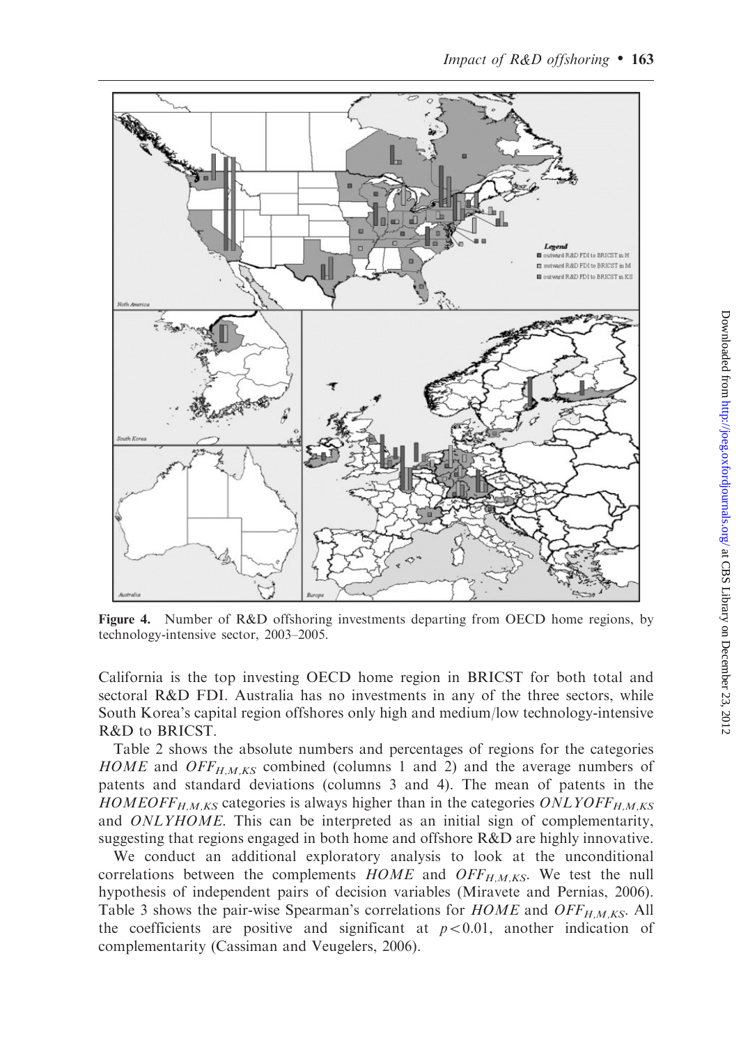Figure 4. Number of R&D offshoring investments departing from OECD home regions, by technology-intensive sector, 2003–2005.

California is the top investing OECD home region in BRICST for both total and sectoral R&D FDI. Australia has no investments in any of the three sectors, while South Korea's capital region offshores only high and medium/low technology-intensive R&D to BRICST.

Table 2 shows the absolute numbers and percentages of regions for the categories $HOME$ and $OFF_{H,M,KS}$ combined (columns 1 and 2) and the average numbers of patents and standard deviations (columns 3 and 4). The mean of patents in the $HOMEOFF_{H,M,KS}$ categories is always higher than in the categories $ONLYOFF_{H,M,KS}$ and $ONLYHOME$. This can be interpreted as an initial sign of complementarity, suggesting that regions engaged in both home and offshore R&D are highly innovative.

We conduct an additional exploratory analysis to look at the unconditional correlations between the complements $HOME$ and $OFF_{H,M,KS}$. We test the null hypothesis of independent pairs of decision variables (Miravete and Pernias, 2006). Table 3 shows the pair-wise Spearman's correlations for $HOME$ and $OFF_{H,M,KS}$. All the coefficients are positive and significant at $p < 0.01$, another indication of complementarity (Cassiman and Veugelers, 2006).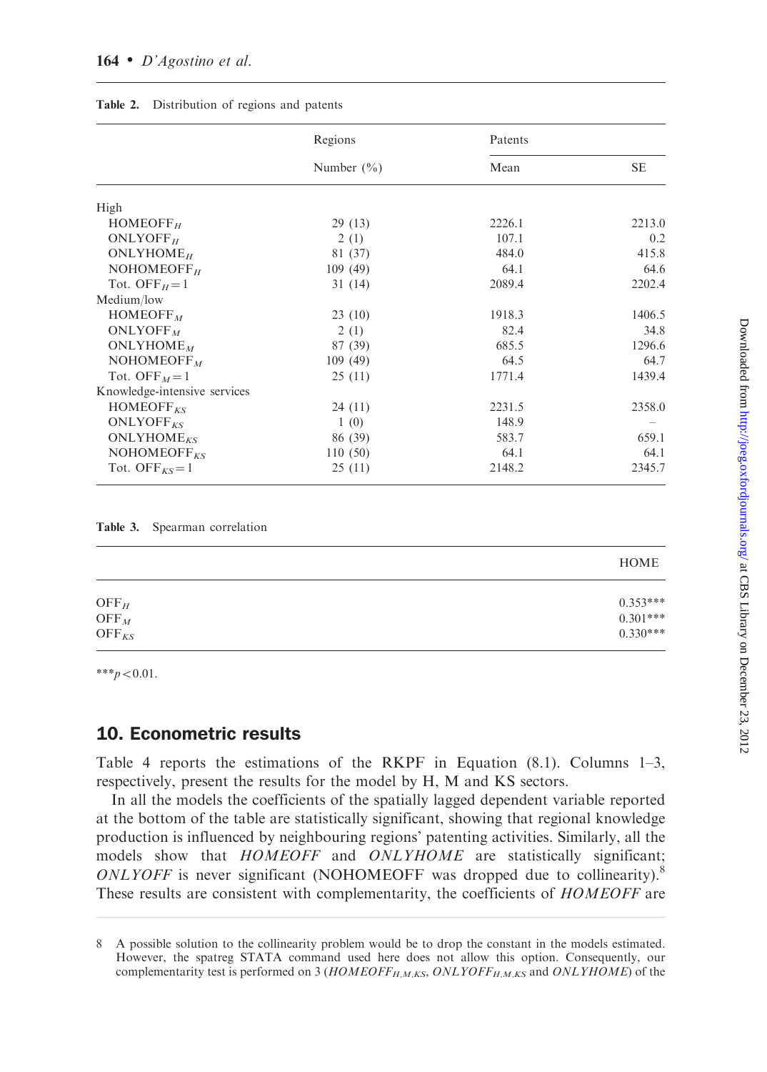Table 2. Distribution of regions and patents

| | Regions | Patents | |
|---|---|---|---|
| | Number (%) | Mean | SE |
| High | | | |
| $HOMEOFF_H$ | 29 (13) | 2226.1 | 2213.0 |
| $ONLYOFF_H$ | 2 (1) | 107.1 | 0.2 |
| $ONLYHOME_H$ | 81 (37) | 484.0 | 415.8 |
| $NOHOMEOFF_H$ | 109 (49) | 64.1 | 64.6 |
| Tot. $OFF_H=1$ | 31 (14) | 2089.4 | 2202.4 |
| Medium/low | | | |
| $HOMEOFF_M$ | 23 (10) | 1918.3 | 1406.5 |
| $ONLYOFF_M$ | 2 (1) | 82.4 | 34.8 |
| $ONLYHOME_M$ | 87 (39) | 685.5 | 1296.6 |
| $NOHOMEOFF_M$ | 109 (49) | 64.5 | 64.7 |
| Tot. $OFF_M=1$ | 25 (11) | 1771.4 | 1439.4 |
| Knowledge-intensive services | | | |
| $HOMEOFF_{KS}$ | 24 (11) | 2231.5 | 2358.0 |
| $ONLYOFF_{KS}$ | 1 (0) | 148.9 | – |
| $ONLYHOME_{KS}$ | 86 (39) | 583.7 | 659.1 |
| $NOHOMEOFF_{KS}$ | 110 (50) | 64.1 | 64.1 |
| Tot. $OFF_{KS}=1$ | 25 (11) | 2148.2 | 2345.7 |

Table 3. Spearman correlation

| | HOME |
|---|---|
| $OFF_H$ | 0.353*** |
| $OFF_M$ | 0.301*** |
| $OFF_{KS}$ | 0.330*** |

***$p<0.01$.

## 10. Econometric results

Table 4 reports the estimations of the RKPF in Equation (8.1). Columns 1–3, respectively, present the results for the model by H, M and KS sectors.

In all the models the coefficients of the spatially lagged dependent variable reported at the bottom of the table are statistically significant, showing that regional knowledge production is influenced by neighbouring regions' patenting activities. Similarly, all the models show that *HOMEOFF* and *ONLYHOME* are statistically significant; *ONLYOFF* is never significant (NOHOMEOFF was dropped due to collinearity).[8] These results are consistent with complementarity, the coefficients of *HOMEOFF* are

8 A possible solution to the collinearity problem would be to drop the constant in the models estimated. However, the spatreg STATA command used here does not allow this option. Consequently, our complementarity test is performed on 3 ($HOMEOFF_{H,M,KS}$, $ONLYOFF_{H,M,KS}$ and *ONLYHOME*) of the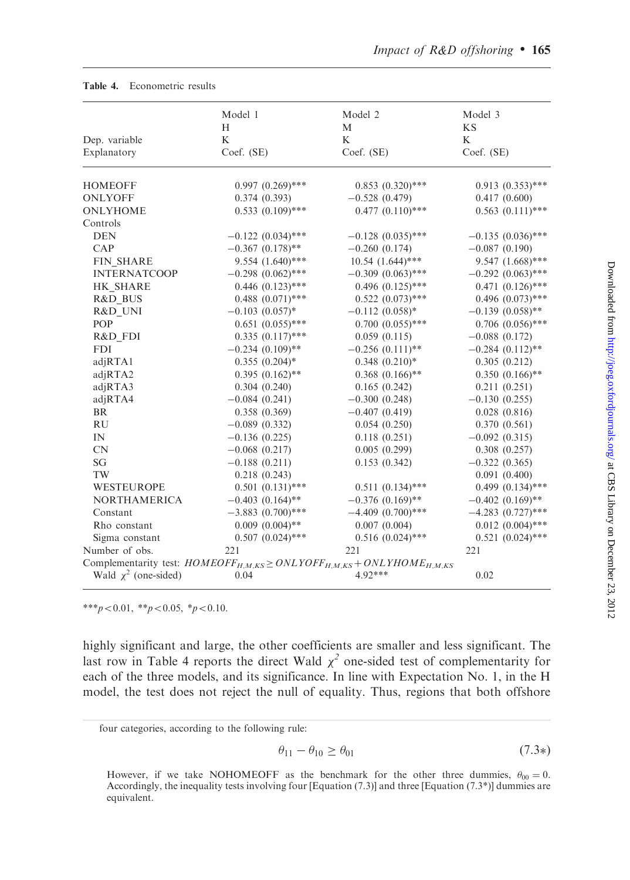Table 4. Econometric results

| Dep. variable | Model 1 H K | Model 2 M K | Model 3 KS K |
|---|---|---|---|
| Explanatory | Coef. (SE) | Coef. (SE) | Coef. (SE) |
| HOMEOFF | 0.997 (0.269)*** | 0.853 (0.320)*** | 0.913 (0.353)*** |
| ONLYOFF | 0.374 (0.393) | −0.528 (0.479) | 0.417 (0.600) |
| ONLYHOME | 0.533 (0.109)*** | 0.477 (0.110)*** | 0.563 (0.111)*** |
| Controls | | | |
| DEN | −0.122 (0.034)*** | −0.128 (0.035)*** | −0.135 (0.036)*** |
| CAP | −0.367 (0.178)** | −0.260 (0.174) | −0.087 (0.190) |
| FIN_SHARE | 9.554 (1.640)*** | 10.54 (1.644)*** | 9.547 (1.668)*** |
| INTERNATCOOP | −0.298 (0.062)*** | −0.309 (0.063)*** | −0.292 (0.063)*** |
| HK_SHARE | 0.446 (0.123)*** | 0.496 (0.125)*** | 0.471 (0.126)*** |
| R&D_BUS | 0.488 (0.071)*** | 0.522 (0.073)*** | 0.496 (0.073)*** |
| R&D_UNI | −0.103 (0.057)* | −0.112 (0.058)* | −0.139 (0.058)** |
| POP | 0.651 (0.055)*** | 0.700 (0.055)*** | 0.706 (0.056)*** |
| R&D_FDI | 0.335 (0.117)*** | 0.059 (0.115) | −0.088 (0.172) |
| FDI | −0.234 (0.109)** | −0.256 (0.111)** | −0.284 (0.112)** |
| adjRTA1 | 0.355 (0.204)* | 0.348 (0.210)* | 0.305 (0.212) |
| adjRTA2 | 0.395 (0.162)** | 0.368 (0.166)** | 0.350 (0.166)** |
| adjRTA3 | 0.304 (0.240) | 0.165 (0.242) | 0.211 (0.251) |
| adjRTA4 | −0.084 (0.241) | −0.300 (0.248) | −0.130 (0.255) |
| BR | 0.358 (0.369) | −0.407 (0.419) | 0.028 (0.816) |
| RU | −0.089 (0.332) | 0.054 (0.250) | 0.370 (0.561) |
| IN | −0.136 (0.225) | 0.118 (0.251) | −0.092 (0.315) |
| CN | −0.068 (0.217) | 0.005 (0.299) | 0.308 (0.257) |
| SG | −0.188 (0.211) | 0.153 (0.342) | −0.322 (0.365) |
| TW | 0.218 (0.243) | | 0.091 (0.400) |
| WESTEUROPE | 0.501 (0.131)*** | 0.511 (0.134)*** | 0.499 (0.134)*** |
| NORTHAMERICA | −0.403 (0.164)** | −0.376 (0.169)** | −0.402 (0.169)** |
| Constant | −3.883 (0.700)*** | −4.409 (0.700)*** | −4.283 (0.727)*** |
| Rho constant | 0.009 (0.004)** | 0.007 (0.004) | 0.012 (0.004)*** |
| Sigma constant | 0.507 (0.024)*** | 0.516 (0.024)*** | 0.521 (0.024)*** |
| Number of obs. | 221 | 221 | 221 |
| Complementarity test: $HOMEOFF_{H,M,KS} \geq ONLYOFF_{H,M,KS} + ONLYHOME_{H,M,KS}$ | | | |
| Wald $\chi^2$ (one-sided) | 0.04 | 4.92*** | 0.02 |

***$p<0.01$, **$p<0.05$, *$p<0.10$.

highly significant and large, the other coefficients are smaller and less significant. The last row in Table 4 reports the direct Wald $\chi^2$ one-sided test of complementarity for each of the three models, and its significance. In line with Expectation No. 1, in the H model, the test does not reject the null of equality. Thus, regions that both offshore

four categories, according to the following rule:

$$\theta_{11} - \theta_{10} \geq \theta_{01} \tag{7.3*}$$

However, if we take NOHOMEOFF as the benchmark for the other three dummies, $\theta_{00} = 0$. Accordingly, the inequality tests involving four [Equation (7.3)] and three [Equation (7.3*)] dummies are equivalent.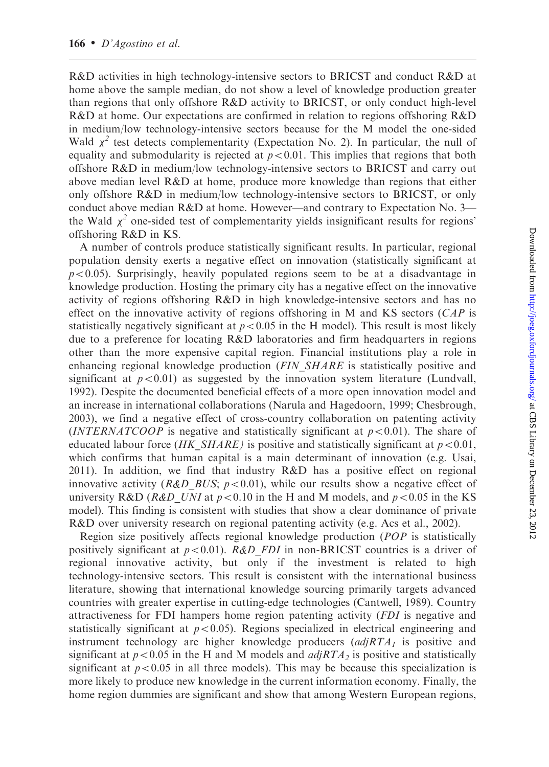R&D activities in high technology-intensive sectors to BRICST and conduct R&D at home above the sample median, do not show a level of knowledge production greater than regions that only offshore R&D activity to BRICST, or only conduct high-level R&D at home. Our expectations are confirmed in relation to regions offshoring R&D in medium/low technology-intensive sectors because for the M model the one-sided Wald $\chi^2$ test detects complementarity (Expectation No. 2). In particular, the null of equality and submodularity is rejected at $p<0.01$. This implies that regions that both offshore R&D in medium/low technology-intensive sectors to BRICST and carry out above median level R&D at home, produce more knowledge than regions that either only offshore R&D in medium/low technology-intensive sectors to BRICST, or only conduct above median R&D at home. However—and contrary to Expectation No. 3—the Wald $\chi^2$ one-sided test of complementarity yields insignificant results for regions' offshoring R&D in KS.

A number of controls produce statistically significant results. In particular, regional population density exerts a negative effect on innovation (statistically significant at $p<0.05$). Surprisingly, heavily populated regions seem to be at a disadvantage in knowledge production. Hosting the primary city has a negative effect on the innovative activity of regions offshoring R&D in high knowledge-intensive sectors and has no effect on the innovative activity of regions offshoring in M and KS sectors (*CAP* is statistically negatively significant at $p<0.05$ in the H model). This result is most likely due to a preference for locating R&D laboratories and firm headquarters in regions other than the more expensive capital region. Financial institutions play a role in enhancing regional knowledge production (*FIN_SHARE* is statistically positive and significant at $p<0.01$) as suggested by the innovation system literature (Lundvall, 1992). Despite the documented beneficial effects of a more open innovation model and an increase in international collaborations (Narula and Hagedoorn, 1999; Chesbrough, 2003), we find a negative effect of cross-country collaboration on patenting activity (*INTERNATCOOP* is negative and statistically significant at $p<0.01$). The share of educated labour force (*HK_SHARE)* is positive and statistically significant at $p<0.01$, which confirms that human capital is a main determinant of innovation (e.g. Usai, 2011). In addition, we find that industry R&D has a positive effect on regional innovative activity (*R&D_BUS*; $p<0.01$), while our results show a negative effect of university R&D (*R&D_UNI* at $p<0.10$ in the H and M models, and $p<0.05$ in the KS model). This finding is consistent with studies that show a clear dominance of private R&D over university research on regional patenting activity (e.g. Acs et al., 2002).

Region size positively affects regional knowledge production (*POP* is statistically positively significant at $p<0.01$). *R&D_FDI* in non-BRICST countries is a driver of regional innovative activity, but only if the investment is related to high technology-intensive sectors. This result is consistent with the international business literature, showing that international knowledge sourcing primarily targets advanced countries with greater expertise in cutting-edge technologies (Cantwell, 1989). Country attractiveness for FDI hampers home region patenting activity (*FDI* is negative and statistically significant at $p<0.05$). Regions specialized in electrical engineering and instrument technology are higher knowledge producers ($adjRTA_1$ is positive and significant at $p<0.05$ in the H and M models and $adjRTA_2$ is positive and statistically significant at $p<0.05$ in all three models). This may be because this specialization is more likely to produce new knowledge in the current information economy. Finally, the home region dummies are significant and show that among Western European regions,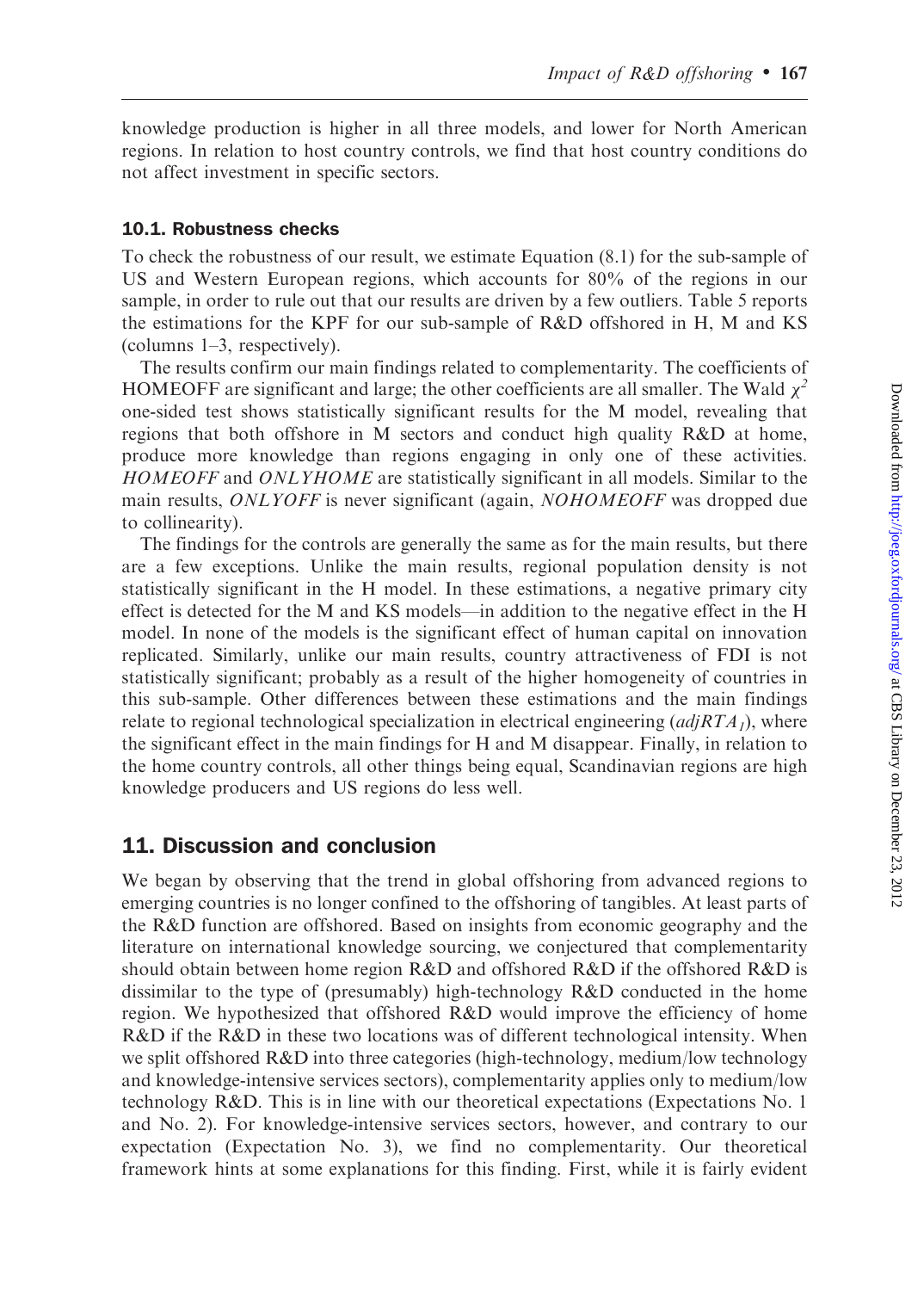knowledge production is higher in all three models, and lower for North American regions. In relation to host country controls, we find that host country conditions do not affect investment in specific sectors.

### 10.1. Robustness checks

To check the robustness of our result, we estimate Equation (8.1) for the sub-sample of US and Western European regions, which accounts for 80% of the regions in our sample, in order to rule out that our results are driven by a few outliers. Table 5 reports the estimations for the KPF for our sub-sample of R&D offshored in H, M and KS (columns 1–3, respectively).

The results confirm our main findings related to complementarity. The coefficients of HOMEOFF are significant and large; the other coefficients are all smaller. The Wald $\chi^2$ one-sided test shows statistically significant results for the M model, revealing that regions that both offshore in M sectors and conduct high quality R&D at home, produce more knowledge than regions engaging in only one of these activities. *HOMEOFF* and *ONLYHOME* are statistically significant in all models. Similar to the main results, *ONLYOFF* is never significant (again, *NOHOMEOFF* was dropped due to collinearity).

The findings for the controls are generally the same as for the main results, but there are a few exceptions. Unlike the main results, regional population density is not statistically significant in the H model. In these estimations, a negative primary city effect is detected for the M and KS models—in addition to the negative effect in the H model. In none of the models is the significant effect of human capital on innovation replicated. Similarly, unlike our main results, country attractiveness of FDI is not statistically significant; probably as a result of the higher homogeneity of countries in this sub-sample. Other differences between these estimations and the main findings relate to regional technological specialization in electrical engineering ($adjRTA_1$), where the significant effect in the main findings for H and M disappear. Finally, in relation to the home country controls, all other things being equal, Scandinavian regions are high knowledge producers and US regions do less well.

## 11. Discussion and conclusion

We began by observing that the trend in global offshoring from advanced regions to emerging countries is no longer confined to the offshoring of tangibles. At least parts of the R&D function are offshored. Based on insights from economic geography and the literature on international knowledge sourcing, we conjectured that complementarity should obtain between home region R&D and offshored R&D if the offshored R&D is dissimilar to the type of (presumably) high-technology R&D conducted in the home region. We hypothesized that offshored R&D would improve the efficiency of home R&D if the R&D in these two locations was of different technological intensity. When we split offshored R&D into three categories (high-technology, medium/low technology and knowledge-intensive services sectors), complementarity applies only to medium/low technology R&D. This is in line with our theoretical expectations (Expectations No. 1 and No. 2). For knowledge-intensive services sectors, however, and contrary to our expectation (Expectation No. 3), we find no complementarity. Our theoretical framework hints at some explanations for this finding. First, while it is fairly evident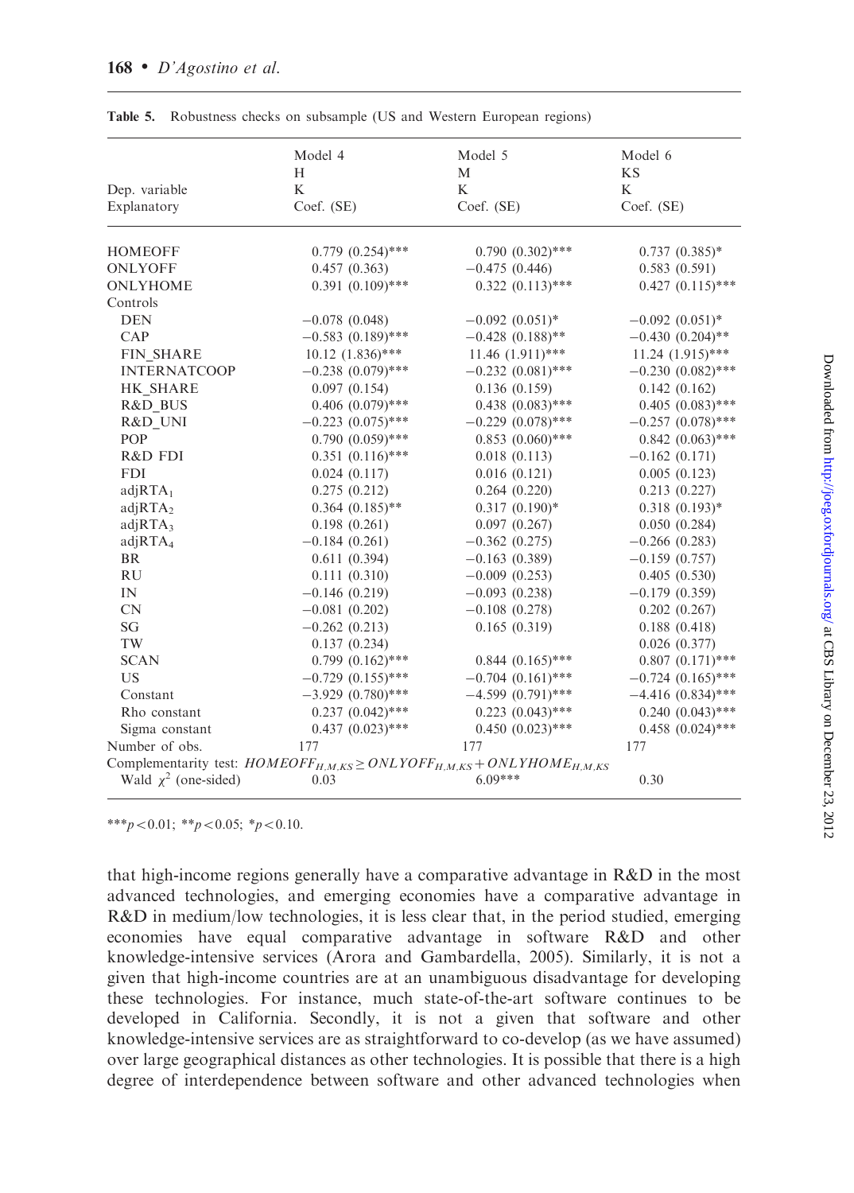**Table 5.** Robustness checks on subsample (US and Western European regions)

| Dep. variable<br>Explanatory | Model 4<br>H<br>K<br>Coef. (SE) | Model 5<br>M<br>K<br>Coef. (SE) | Model 6<br>KS<br>K<br>Coef. (SE) |
|---|---|---|---|
| HOMEOFF | 0.779 (0.254)*** | 0.790 (0.302)*** | 0.737 (0.385)* |
| ONLYOFF | 0.457 (0.363) | −0.475 (0.446) | 0.583 (0.591) |
| ONLYHOME | 0.391 (0.109)*** | 0.322 (0.113)*** | 0.427 (0.115)*** |
| Controls | | | |
| DEN | −0.078 (0.048) | −0.092 (0.051)* | −0.092 (0.051)* |
| CAP | −0.583 (0.189)*** | −0.428 (0.188)** | −0.430 (0.204)** |
| FIN_SHARE | 10.12 (1.836)*** | 11.46 (1.911)*** | 11.24 (1.915)*** |
| INTERNATCOOP | −0.238 (0.079)*** | −0.232 (0.081)*** | −0.230 (0.082)*** |
| HK_SHARE | 0.097 (0.154) | 0.136 (0.159) | 0.142 (0.162) |
| R&D_BUS | 0.406 (0.079)*** | 0.438 (0.083)*** | 0.405 (0.083)*** |
| R&D_UNI | −0.223 (0.075)*** | −0.229 (0.078)*** | −0.257 (0.078)*** |
| POP | 0.790 (0.059)*** | 0.853 (0.060)*** | 0.842 (0.063)*** |
| R&D FDI | 0.351 (0.116)*** | 0.018 (0.113) | −0.162 (0.171) |
| FDI | 0.024 (0.117) | 0.016 (0.121) | 0.005 (0.123) |
| $adjRTA_1$ | 0.275 (0.212) | 0.264 (0.220) | 0.213 (0.227) |
| $adjRTA_2$ | 0.364 (0.185)** | 0.317 (0.190)* | 0.318 (0.193)* |
| $adjRTA_3$ | 0.198 (0.261) | 0.097 (0.267) | 0.050 (0.284) |
| $adjRTA_4$ | −0.184 (0.261) | −0.362 (0.275) | −0.266 (0.283) |
| BR | 0.611 (0.394) | −0.163 (0.389) | −0.159 (0.757) |
| RU | 0.111 (0.310) | −0.009 (0.253) | 0.405 (0.530) |
| IN | −0.146 (0.219) | −0.093 (0.238) | −0.179 (0.359) |
| CN | −0.081 (0.202) | −0.108 (0.278) | 0.202 (0.267) |
| SG | −0.262 (0.213) | 0.165 (0.319) | 0.188 (0.418) |
| TW | 0.137 (0.234) | | 0.026 (0.377) |
| SCAN | 0.799 (0.162)*** | 0.844 (0.165)*** | 0.807 (0.171)*** |
| US | −0.729 (0.155)*** | −0.704 (0.161)*** | −0.724 (0.165)*** |
| Constant | −3.929 (0.780)*** | −4.599 (0.791)*** | −4.416 (0.834)*** |
| Rho constant | 0.237 (0.042)*** | 0.223 (0.043)*** | 0.240 (0.043)*** |
| Sigma constant | 0.437 (0.023)*** | 0.450 (0.023)*** | 0.458 (0.024)*** |
| Number of obs. | 177 | 177 | 177 |
| Complementarity test: $HOMEOFF_{H,M,KS} \geq ONLYOFF_{H,M,KS} + ONLYHOME_{H,M,KS}$ | | | |
| Wald $\chi^2$ (one-sided) | 0.03 | 6.09*** | 0.30 |

***$p<0.01$; **$p<0.05$; *$p<0.10$.

that high-income regions generally have a comparative advantage in R&D in the most advanced technologies, and emerging economies have a comparative advantage in R&D in medium/low technologies, it is less clear that, in the period studied, emerging economies have equal comparative advantage in software R&D and other knowledge-intensive services (Arora and Gambardella, 2005). Similarly, it is not a given that high-income countries are at an unambiguous disadvantage for developing these technologies. For instance, much state-of-the-art software continues to be developed in California. Secondly, it is not a given that software and other knowledge-intensive services are as straightforward to co-develop (as we have assumed) over large geographical distances as other technologies. It is possible that there is a high degree of interdependence between software and other advanced technologies when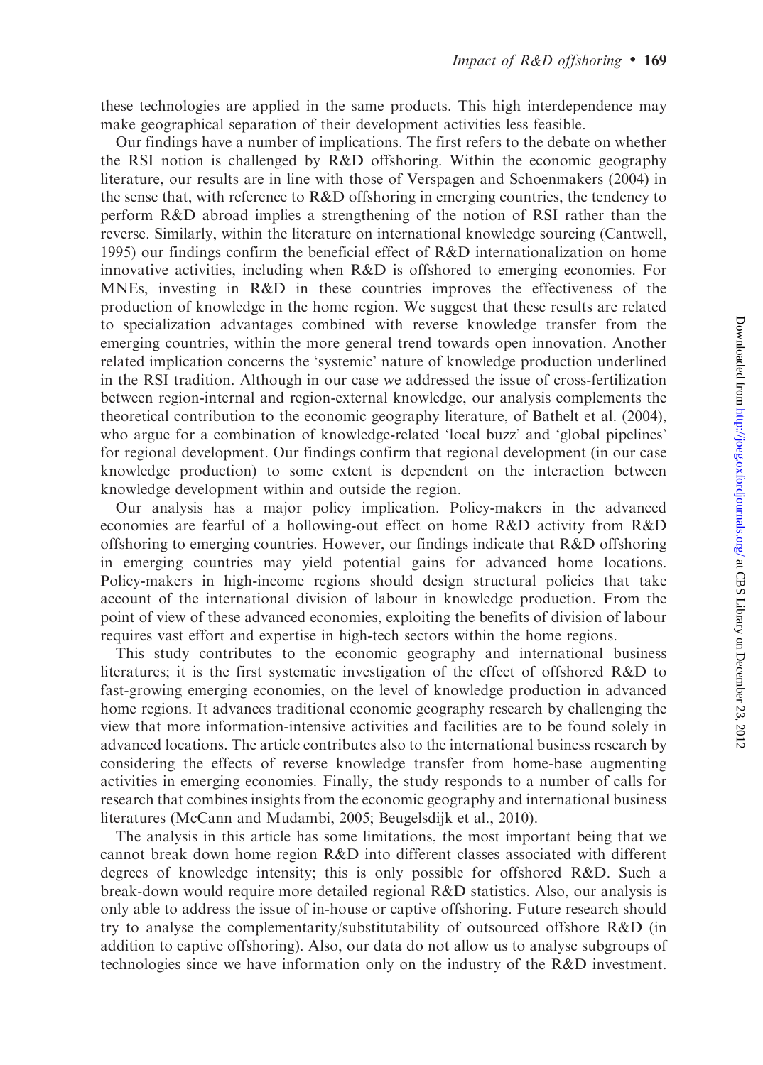these technologies are applied in the same products. This high interdependence may make geographical separation of their development activities less feasible.

Our findings have a number of implications. The first refers to the debate on whether the RSI notion is challenged by R&D offshoring. Within the economic geography literature, our results are in line with those of Verspagen and Schoenmakers (2004) in the sense that, with reference to R&D offshoring in emerging countries, the tendency to perform R&D abroad implies a strengthening of the notion of RSI rather than the reverse. Similarly, within the literature on international knowledge sourcing (Cantwell, 1995) our findings confirm the beneficial effect of R&D internationalization on home innovative activities, including when R&D is offshored to emerging economies. For MNEs, investing in R&D in these countries improves the effectiveness of the production of knowledge in the home region. We suggest that these results are related to specialization advantages combined with reverse knowledge transfer from the emerging countries, within the more general trend towards open innovation. Another related implication concerns the 'systemic' nature of knowledge production underlined in the RSI tradition. Although in our case we addressed the issue of cross-fertilization between region-internal and region-external knowledge, our analysis complements the theoretical contribution to the economic geography literature, of Bathelt et al. (2004), who argue for a combination of knowledge-related 'local buzz' and 'global pipelines' for regional development. Our findings confirm that regional development (in our case knowledge production) to some extent is dependent on the interaction between knowledge development within and outside the region.

Our analysis has a major policy implication. Policy-makers in the advanced economies are fearful of a hollowing-out effect on home R&D activity from R&D offshoring to emerging countries. However, our findings indicate that R&D offshoring in emerging countries may yield potential gains for advanced home locations. Policy-makers in high-income regions should design structural policies that take account of the international division of labour in knowledge production. From the point of view of these advanced economies, exploiting the benefits of division of labour requires vast effort and expertise in high-tech sectors within the home regions.

This study contributes to the economic geography and international business literatures; it is the first systematic investigation of the effect of offshored R&D to fast-growing emerging economies, on the level of knowledge production in advanced home regions. It advances traditional economic geography research by challenging the view that more information-intensive activities and facilities are to be found solely in advanced locations. The article contributes also to the international business research by considering the effects of reverse knowledge transfer from home-base augmenting activities in emerging economies. Finally, the study responds to a number of calls for research that combines insights from the economic geography and international business literatures (McCann and Mudambi, 2005; Beugelsdijk et al., 2010).

The analysis in this article has some limitations, the most important being that we cannot break down home region R&D into different classes associated with different degrees of knowledge intensity; this is only possible for offshored R&D. Such a break-down would require more detailed regional R&D statistics. Also, our analysis is only able to address the issue of in-house or captive offshoring. Future research should try to analyse the complementarity/substitutability of outsourced offshore R&D (in addition to captive offshoring). Also, our data do not allow us to analyse subgroups of technologies since we have information only on the industry of the R&D investment.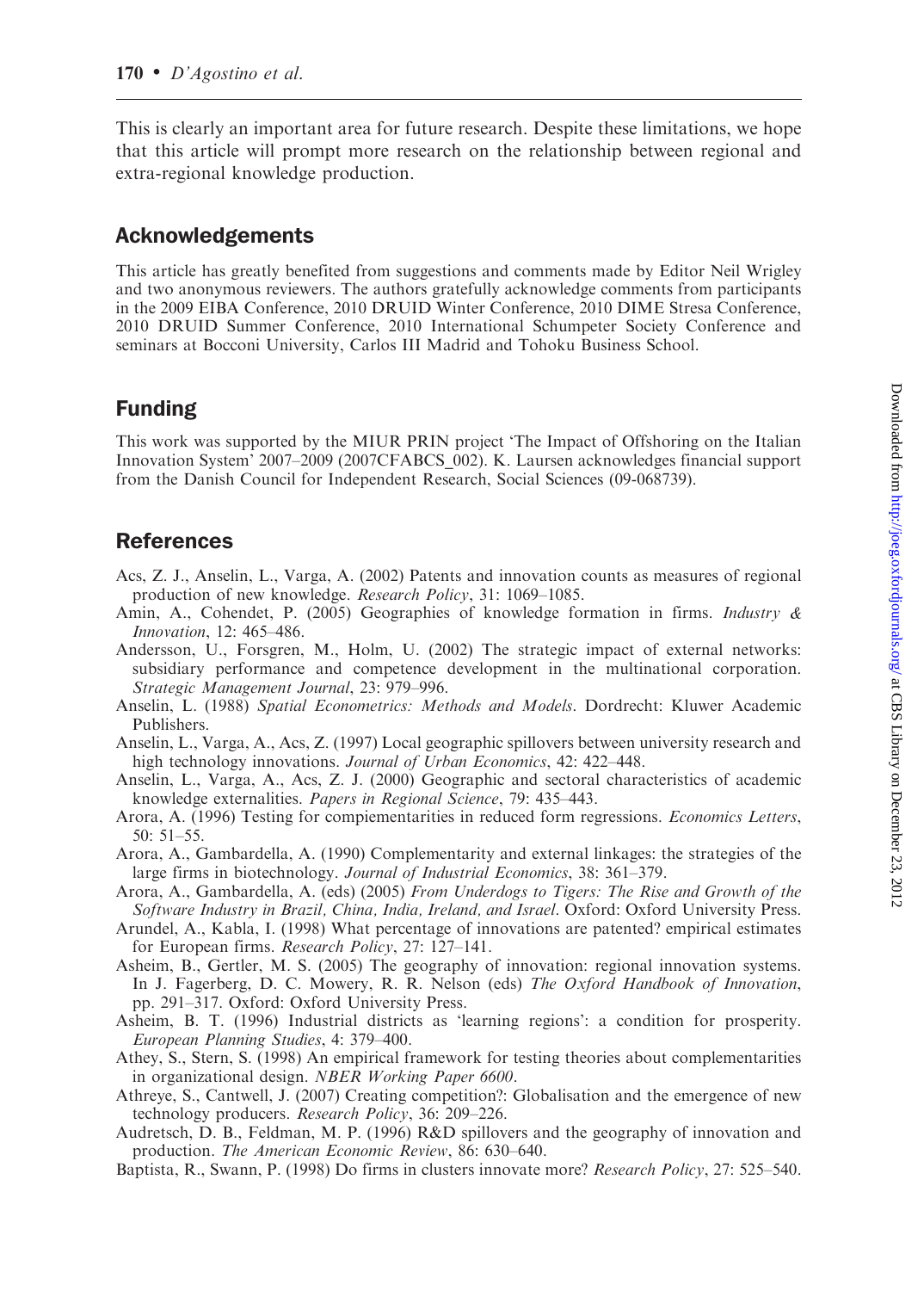This is clearly an important area for future research. Despite these limitations, we hope that this article will prompt more research on the relationship between regional and extra-regional knowledge production.

## Acknowledgements

This article has greatly benefited from suggestions and comments made by Editor Neil Wrigley and two anonymous reviewers. The authors gratefully acknowledge comments from participants in the 2009 EIBA Conference, 2010 DRUID Winter Conference, 2010 DIME Stresa Conference, 2010 DRUID Summer Conference, 2010 International Schumpeter Society Conference and seminars at Bocconi University, Carlos III Madrid and Tohoku Business School.

## Funding

This work was supported by the MIUR PRIN project 'The Impact of Offshoring on the Italian Innovation System' 2007–2009 (2007CFABCS_002). K. Laursen acknowledges financial support from the Danish Council for Independent Research, Social Sciences (09-068739).

## References

Acs, Z. J., Anselin, L., Varga, A. (2002) Patents and innovation counts as measures of regional production of new knowledge. *Research Policy*, 31: 1069–1085.

Amin, A., Cohendet, P. (2005) Geographies of knowledge formation in firms. *Industry & Innovation*, 12: 465–486.

Andersson, U., Forsgren, M., Holm, U. (2002) The strategic impact of external networks: subsidiary performance and competence development in the multinational corporation. *Strategic Management Journal*, 23: 979–996.

Anselin, L. (1988) *Spatial Econometrics: Methods and Models*. Dordrecht: Kluwer Academic Publishers.

Anselin, L., Varga, A., Acs, Z. (1997) Local geographic spillovers between university research and high technology innovations. *Journal of Urban Economics*, 42: 422–448.

Anselin, L., Varga, A., Acs, Z. J. (2000) Geographic and sectoral characteristics of academic knowledge externalities. *Papers in Regional Science*, 79: 435–443.

Arora, A. (1996) Testing for complementarities in reduced form regressions. *Economics Letters*, 50: 51–55.

Arora, A., Gambardella, A. (1990) Complementarity and external linkages: the strategies of the large firms in biotechnology. *Journal of Industrial Economics*, 38: 361–379.

Arora, A., Gambardella, A. (eds) (2005) *From Underdogs to Tigers: The Rise and Growth of the Software Industry in Brazil, China, India, Ireland, and Israel*. Oxford: Oxford University Press.

Arundel, A., Kabla, I. (1998) What percentage of innovations are patented? empirical estimates for European firms. *Research Policy*, 27: 127–141.

Asheim, B., Gertler, M. S. (2005) The geography of innovation: regional innovation systems. In J. Fagerberg, D. C. Mowery, R. R. Nelson (eds) *The Oxford Handbook of Innovation*, pp. 291–317. Oxford: Oxford University Press.

Asheim, B. T. (1996) Industrial districts as 'learning regions': a condition for prosperity. *European Planning Studies*, 4: 379–400.

Athey, S., Stern, S. (1998) An empirical framework for testing theories about complementarities in organizational design. *NBER Working Paper 6600*.

Athreye, S., Cantwell, J. (2007) Creating competition?: Globalisation and the emergence of new technology producers. *Research Policy*, 36: 209–226.

Audretsch, D. B., Feldman, M. P. (1996) R&D spillovers and the geography of innovation and production. *The American Economic Review*, 86: 630–640.

Baptista, R., Swann, P. (1998) Do firms in clusters innovate more? *Research Policy*, 27: 525–540.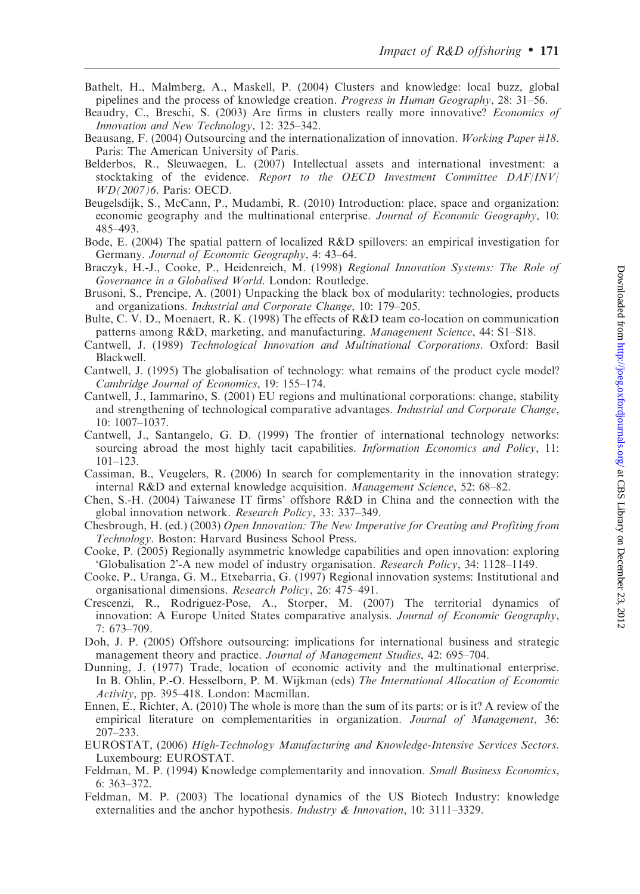Bathelt, H., Malmberg, A., Maskell, P. (2004) Clusters and knowledge: local buzz, global pipelines and the process of knowledge creation. *Progress in Human Geography*, 28: 31–56.

Beaudry, C., Breschi, S. (2003) Are firms in clusters really more innovative? *Economics of Innovation and New Technology*, 12: 325–342.

Beausang, F. (2004) Outsourcing and the internationalization of innovation. *Working Paper #18*. Paris: The American University of Paris.

Belderbos, R., Sleuwaegen, L. (2007) Intellectual assets and international investment: a stocktaking of the evidence. *Report to the OECD Investment Committee DAF/INV/WD(2007)6*. Paris: OECD.

Beugelsdijk, S., McCann, P., Mudambi, R. (2010) Introduction: place, space and organization: economic geography and the multinational enterprise. *Journal of Economic Geography*, 10: 485–493.

Bode, E. (2004) The spatial pattern of localized R&D spillovers: an empirical investigation for Germany. *Journal of Economic Geography*, 4: 43–64.

Braczyk, H.-J., Cooke, P., Heidenreich, M. (1998) *Regional Innovation Systems: The Role of Governance in a Globalised World*. London: Routledge.

Brusoni, S., Prencipe, A. (2001) Unpacking the black box of modularity: technologies, products and organizations. *Industrial and Corporate Change*, 10: 179–205.

Bulte, C. V. D., Moenaert, R. K. (1998) The effects of R&D team co-location on communication patterns among R&D, marketing, and manufacturing. *Management Science*, 44: S1–S18.

Cantwell, J. (1989) *Technological Innovation and Multinational Corporations*. Oxford: Basil Blackwell.

Cantwell, J. (1995) The globalisation of technology: what remains of the product cycle model? *Cambridge Journal of Economics*, 19: 155–174.

Cantwell, J., Iammarino, S. (2001) EU regions and multinational corporations: change, stability and strengthening of technological comparative advantages. *Industrial and Corporate Change*, 10: 1007–1037.

Cantwell, J., Santangelo, G. D. (1999) The frontier of international technology networks: sourcing abroad the most highly tacit capabilities. *Information Economics and Policy*, 11: 101–123.

Cassiman, B., Veugelers, R. (2006) In search for complementarity in the innovation strategy: internal R&D and external knowledge acquisition. *Management Science*, 52: 68–82.

Chen, S.-H. (2004) Taiwanese IT firms' offshore R&D in China and the connection with the global innovation network. *Research Policy*, 33: 337–349.

Chesbrough, H. (ed.) (2003) *Open Innovation: The New Imperative for Creating and Profiting from Technology*. Boston: Harvard Business School Press.

Cooke, P. (2005) Regionally asymmetric knowledge capabilities and open innovation: exploring 'Globalisation 2'-A new model of industry organisation. *Research Policy*, 34: 1128–1149.

Cooke, P., Uranga, G. M., Etxebarria, G. (1997) Regional innovation systems: Institutional and organisational dimensions. *Research Policy*, 26: 475–491.

Crescenzi, R., Rodriguez-Pose, A., Storper, M. (2007) The territorial dynamics of innovation: A Europe United States comparative analysis. *Journal of Economic Geography*, 7: 673–709.

Doh, J. P. (2005) Offshore outsourcing: implications for international business and strategic management theory and practice. *Journal of Management Studies*, 42: 695–704.

Dunning, J. (1977) Trade, location of economic activity and the multinational enterprise. In B. Ohlin, P.-O. Hesselborn, P. M. Wijkman (eds) *The International Allocation of Economic Activity*, pp. 395–418. London: Macmillan.

Ennen, E., Richter, A. (2010) The whole is more than the sum of its parts: or is it? A review of the empirical literature on complementarities in organization. *Journal of Management*, 36: 207–233.

EUROSTAT, (2006) *High-Technology Manufacturing and Knowledge-Intensive Services Sectors*. Luxembourg: EUROSTAT.

Feldman, M. P. (1994) Knowledge complementarity and innovation. *Small Business Economics*, 6: 363–372.

Feldman, M. P. (2003) The locational dynamics of the US Biotech Industry: knowledge externalities and the anchor hypothesis. *Industry & Innovation*, 10: 3111–3329.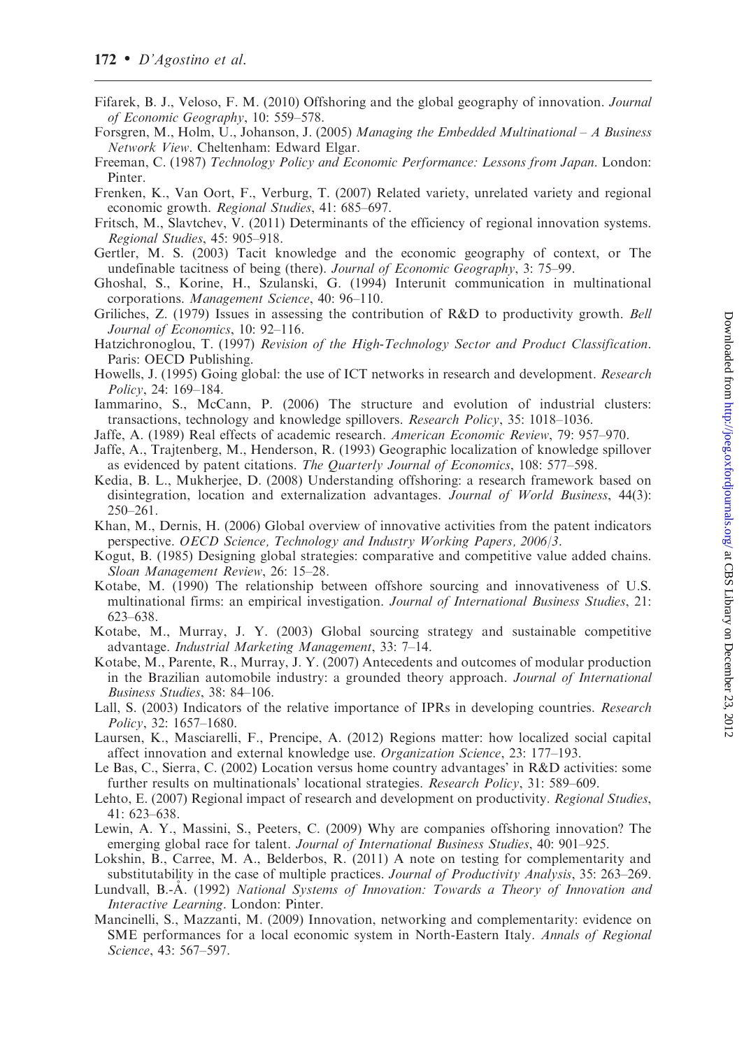Fifarek, B. J., Veloso, F. M. (2010) Offshoring and the global geography of innovation. *Journal of Economic Geography*, 10: 559–578.

Forsgren, M., Holm, U., Johanson, J. (2005) *Managing the Embedded Multinational – A Business Network View*. Cheltenham: Edward Elgar.

Freeman, C. (1987) *Technology Policy and Economic Performance: Lessons from Japan*. London: Pinter.

Frenken, K., Van Oort, F., Verburg, T. (2007) Related variety, unrelated variety and regional economic growth. *Regional Studies*, 41: 685–697.

Fritsch, M., Slavtchev, V. (2011) Determinants of the efficiency of regional innovation systems. *Regional Studies*, 45: 905–918.

Gertler, M. S. (2003) Tacit knowledge and the economic geography of context, or The undefinable tacitness of being (there). *Journal of Economic Geography*, 3: 75–99.

Ghoshal, S., Korine, H., Szulanski, G. (1994) Interunit communication in multinational corporations. *Management Science*, 40: 96–110.

Griliches, Z. (1979) Issues in assessing the contribution of R&D to productivity growth. *Bell Journal of Economics*, 10: 92–116.

Hatzichronoglou, T. (1997) *Revision of the High-Technology Sector and Product Classification*. Paris: OECD Publishing.

Howells, J. (1995) Going global: the use of ICT networks in research and development. *Research Policy*, 24: 169–184.

Iammarino, S., McCann, P. (2006) The structure and evolution of industrial clusters: transactions, technology and knowledge spillovers. *Research Policy*, 35: 1018–1036.

Jaffe, A. (1989) Real effects of academic research. *American Economic Review*, 79: 957–970.

Jaffe, A., Trajtenberg, M., Henderson, R. (1993) Geographic localization of knowledge spillover as evidenced by patent citations. *The Quarterly Journal of Economics*, 108: 577–598.

Kedia, B. L., Mukherjee, D. (2008) Understanding offshoring: a research framework based on disintegration, location and externalization advantages. *Journal of World Business*, 44(3): 250–261.

Khan, M., Dernis, H. (2006) Global overview of innovative activities from the patent indicators perspective. *OECD Science, Technology and Industry Working Papers, 2006/3*.

Kogut, B. (1985) Designing global strategies: comparative and competitive value added chains. *Sloan Management Review*, 26: 15–28.

Kotabe, M. (1990) The relationship between offshore sourcing and innovativeness of U.S. multinational firms: an empirical investigation. *Journal of International Business Studies*, 21: 623–638.

Kotabe, M., Murray, J. Y. (2003) Global sourcing strategy and sustainable competitive advantage. *Industrial Marketing Management*, 33: 7–14.

Kotabe, M., Parente, R., Murray, J. Y. (2007) Antecedents and outcomes of modular production in the Brazilian automobile industry: a grounded theory approach. *Journal of International Business Studies*, 38: 84–106.

Lall, S. (2003) Indicators of the relative importance of IPRs in developing countries. *Research Policy*, 32: 1657–1680.

Laursen, K., Masciarelli, F., Prencipe, A. (2012) Regions matter: how localized social capital affect innovation and external knowledge use. *Organization Science*, 23: 177–193.

Le Bas, C., Sierra, C. (2002) Location versus home country advantages' in R&D activities: some further results on multinationals' locational strategies. *Research Policy*, 31: 589–609.

Lehto, E. (2007) Regional impact of research and development on productivity. *Regional Studies*, 41: 623–638.

Lewin, A. Y., Massini, S., Peeters, C. (2009) Why are companies offshoring innovation? The emerging global race for talent. *Journal of International Business Studies*, 40: 901–925.

Lokshin, B., Carree, M. A., Belderbos, R. (2011) A note on testing for complementarity and substitutability in the case of multiple practices. *Journal of Productivity Analysis*, 35: 263–269.

Lundvall, B.-Å. (1992) *National Systems of Innovation: Towards a Theory of Innovation and Interactive Learning*. London: Pinter.

Mancinelli, S., Mazzanti, M. (2009) Innovation, networking and complementarity: evidence on SME performances for a local economic system in North-Eastern Italy. *Annals of Regional Science*, 43: 567–597.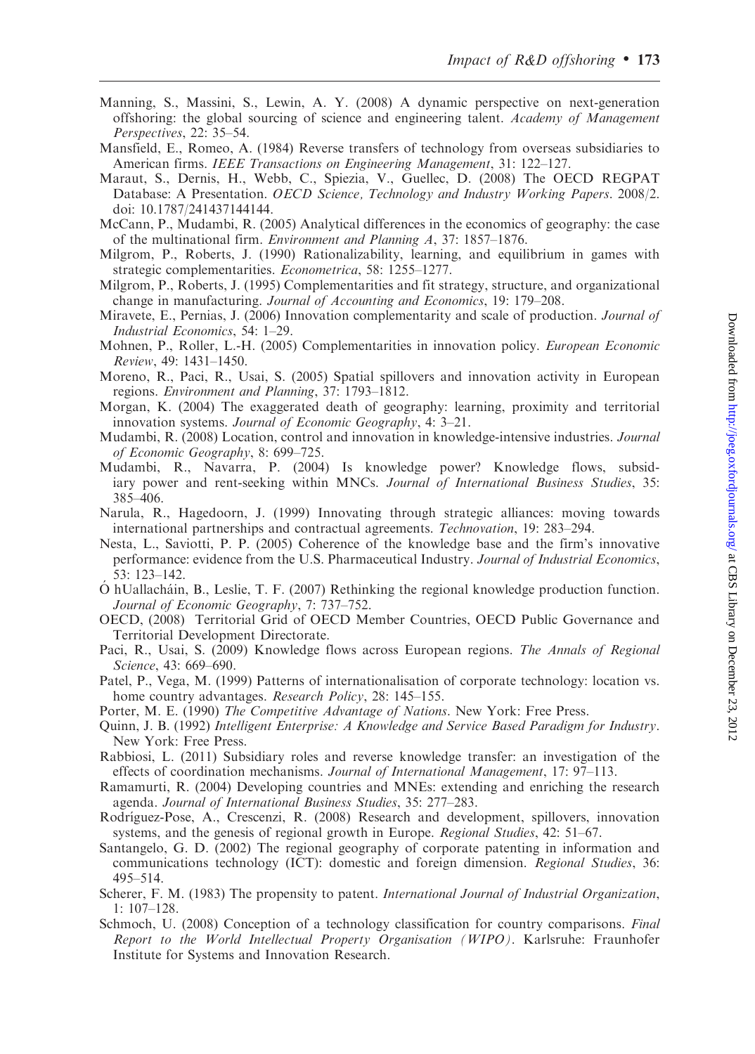Manning, S., Massini, S., Lewin, A. Y. (2008) A dynamic perspective on next-generation offshoring: the global sourcing of science and engineering talent. *Academy of Management Perspectives*, 22: 35–54.

Mansfield, E., Romeo, A. (1984) Reverse transfers of technology from overseas subsidiaries to American firms. *IEEE Transactions on Engineering Management*, 31: 122–127.

Maraut, S., Dernis, H., Webb, C., Spiezia, V., Guellec, D. (2008) The OECD REGPAT Database: A Presentation. *OECD Science, Technology and Industry Working Papers*. 2008/2. doi: 10.1787/241437144144.

McCann, P., Mudambi, R. (2005) Analytical differences in the economics of geography: the case of the multinational firm. *Environment and Planning A*, 37: 1857–1876.

Milgrom, P., Roberts, J. (1990) Rationalizability, learning, and equilibrium in games with strategic complementarities. *Econometrica*, 58: 1255–1277.

Milgrom, P., Roberts, J. (1995) Complementarities and fit strategy, structure, and organizational change in manufacturing. *Journal of Accounting and Economics*, 19: 179–208.

Miravete, E., Pernias, J. (2006) Innovation complementarity and scale of production. *Journal of Industrial Economics*, 54: 1–29.

Mohnen, P., Roller, L.-H. (2005) Complementarities in innovation policy. *European Economic Review*, 49: 1431–1450.

Moreno, R., Paci, R., Usai, S. (2005) Spatial spillovers and innovation activity in European regions. *Environment and Planning*, 37: 1793–1812.

Morgan, K. (2004) The exaggerated death of geography: learning, proximity and territorial innovation systems. *Journal of Economic Geography*, 4: 3–21.

Mudambi, R. (2008) Location, control and innovation in knowledge-intensive industries. *Journal of Economic Geography*, 8: 699–725.

Mudambi, R., Navarra, P. (2004) Is knowledge power? Knowledge flows, subsidiary power and rent-seeking within MNCs. *Journal of International Business Studies*, 35: 385–406.

Narula, R., Hagedoorn, J. (1999) Innovating through strategic alliances: moving towards international partnerships and contractual agreements. *Technovation*, 19: 283–294.

Nesta, L., Saviotti, P. P. (2005) Coherence of the knowledge base and the firm's innovative performance: evidence from the U.S. Pharmaceutical Industry. *Journal of Industrial Economics*, 53: 123–142.

Ó hUallacháin, B., Leslie, T. F. (2007) Rethinking the regional knowledge production function. *Journal of Economic Geography*, 7: 737–752.

OECD, (2008) Territorial Grid of OECD Member Countries, OECD Public Governance and Territorial Development Directorate.

Paci, R., Usai, S. (2009) Knowledge flows across European regions. *The Annals of Regional Science*, 43: 669–690.

Patel, P., Vega, M. (1999) Patterns of internationalisation of corporate technology: location vs. home country advantages. *Research Policy*, 28: 145–155.

Porter, M. E. (1990) *The Competitive Advantage of Nations*. New York: Free Press.

Quinn, J. B. (1992) *Intelligent Enterprise: A Knowledge and Service Based Paradigm for Industry*. New York: Free Press.

Rabbiosi, L. (2011) Subsidiary roles and reverse knowledge transfer: an investigation of the effects of coordination mechanisms. *Journal of International Management*, 17: 97–113.

Ramamurti, R. (2004) Developing countries and MNEs: extending and enriching the research agenda. *Journal of International Business Studies*, 35: 277–283.

Rodríguez-Pose, A., Crescenzi, R. (2008) Research and development, spillovers, innovation systems, and the genesis of regional growth in Europe. *Regional Studies*, 42: 51–67.

Santangelo, G. D. (2002) The regional geography of corporate patenting in information and communications technology (ICT): domestic and foreign dimension. *Regional Studies*, 36: 495–514.

Scherer, F. M. (1983) The propensity to patent. *International Journal of Industrial Organization*, 1: 107–128.

Schmoch, U. (2008) Conception of a technology classification for country comparisons. *Final Report to the World Intellectual Property Organisation (WIPO)*. Karlsruhe: Fraunhofer Institute for Systems and Innovation Research.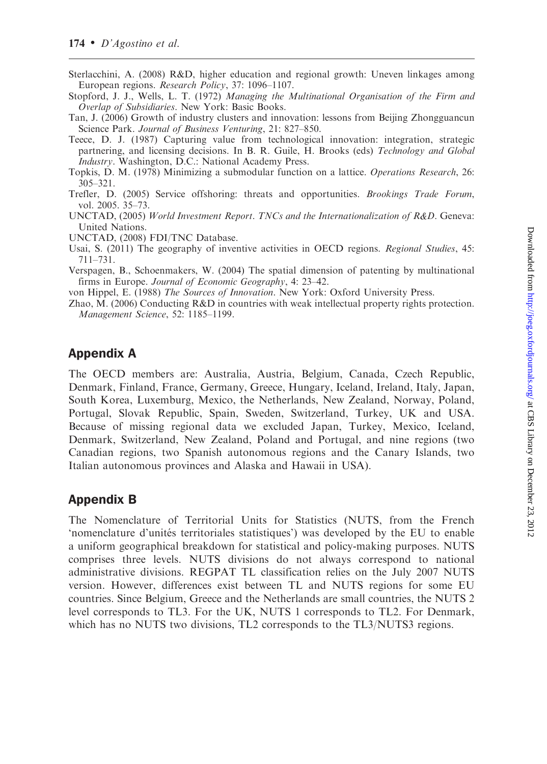Sterlacchini, A. (2008) R&D, higher education and regional growth: Uneven linkages among European regions. *Research Policy*, 37: 1096–1107.

Stopford, J. J., Wells, L. T. (1972) *Managing the Multinational Organisation of the Firm and Overlap of Subsidiaries*. New York: Basic Books.

Tan, J. (2006) Growth of industry clusters and innovation: lessons from Beijing Zhongguancun Science Park. *Journal of Business Venturing*, 21: 827–850.

Teece, D. J. (1987) Capturing value from technological innovation: integration, strategic partnering, and licensing decisions. In B. R. Guile, H. Brooks (eds) *Technology and Global Industry*. Washington, D.C.: National Academy Press.

Topkis, D. M. (1978) Minimizing a submodular function on a lattice. *Operations Research*, 26: 305–321.

Trefler, D. (2005) Service offshoring: threats and opportunities. *Brookings Trade Forum*, vol. 2005. 35–73.

UNCTAD, (2005) *World Investment Report. TNCs and the Internationalization of R&D*. Geneva: United Nations.

UNCTAD, (2008) FDI/TNC Database.

Usai, S. (2011) The geography of inventive activities in OECD regions. *Regional Studies*, 45: 711–731.

Verspagen, B., Schoenmakers, W. (2004) The spatial dimension of patenting by multinational firms in Europe. *Journal of Economic Geography*, 4: 23–42.

von Hippel, E. (1988) *The Sources of Innovation*. New York: Oxford University Press.

Zhao, M. (2006) Conducting R&D in countries with weak intellectual property rights protection. *Management Science*, 52: 1185–1199.

## Appendix A

The OECD members are: Australia, Austria, Belgium, Canada, Czech Republic, Denmark, Finland, France, Germany, Greece, Hungary, Iceland, Ireland, Italy, Japan, South Korea, Luxemburg, Mexico, the Netherlands, New Zealand, Norway, Poland, Portugal, Slovak Republic, Spain, Sweden, Switzerland, Turkey, UK and USA. Because of missing regional data we excluded Japan, Turkey, Mexico, Iceland, Denmark, Switzerland, New Zealand, Poland and Portugal, and nine regions (two Canadian regions, two Spanish autonomous regions and the Canary Islands, two Italian autonomous provinces and Alaska and Hawaii in USA).

## Appendix B

The Nomenclature of Territorial Units for Statistics (NUTS, from the French 'nomenclature d'unités territoriales statistiques') was developed by the EU to enable a uniform geographical breakdown for statistical and policy-making purposes. NUTS comprises three levels. NUTS divisions do not always correspond to national administrative divisions. REGPAT TL classification relies on the July 2007 NUTS version. However, differences exist between TL and NUTS regions for some EU countries. Since Belgium, Greece and the Netherlands are small countries, the NUTS 2 level corresponds to TL3. For the UK, NUTS 1 corresponds to TL2. For Denmark, which has no NUTS two divisions, TL2 corresponds to the TL3/NUTS3 regions.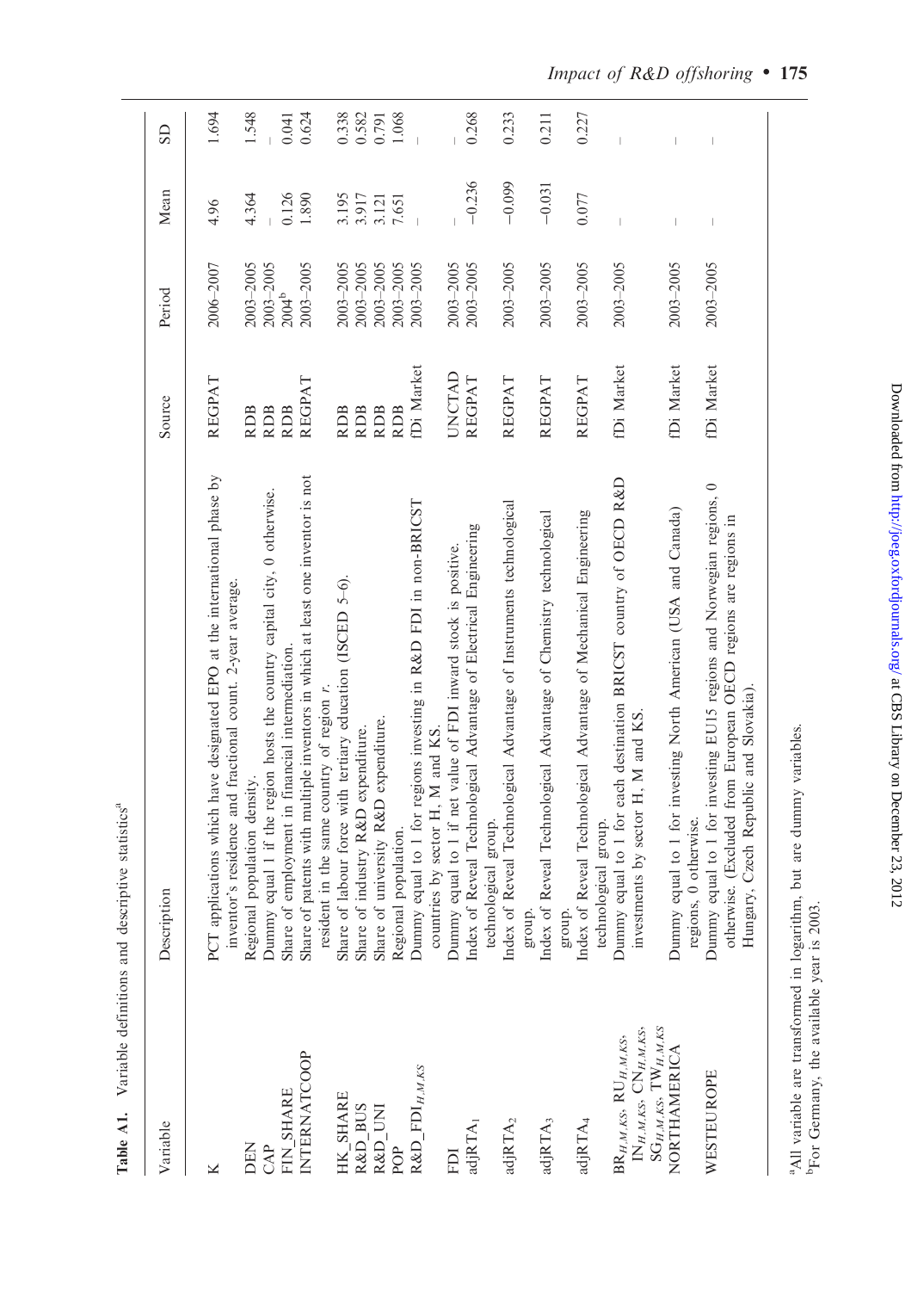**Table A1.** Variable definitions and descriptive statistics[a]

| Variable | Description | Source | Period | Mean | SD |
|---|---|---|---|---|---|
| K | PCT applications which have designated EPO at the international phase by inventor's residence and fractional count. 2-year average. | REGPAT | 2006–2007 | 4.96 | 1.694 |
| DEN | Regional population density. | RDB | 2003–2005 | 4.364 | 1.548 |
| CAP | Dummy equal 1 if the region hosts the country capital city, 0 otherwise. | RDB | 2003–2005 | – | – |
| FIN_SHARE | Share of employment in financial intermediation. | RDB | 2004[b] | 0.126 | 0.041 |
| INTERNATCOOP | Share of patents with multiple inventors in which at least one inventor is not resident in the same country of region $r$. | REGPAT | 2003–2005 | 1.890 | 0.624 |
| HK_SHARE | Share of labour force with tertiary education (ISCED 5–6). | RDB | 2003–2005 | 3.195 | 0.338 |
| R&D_BUS | Share of industry R&D expenditure. | RDB | 2003–2005 | 3.917 | 0.582 |
| R&D_UNI | Share of university R&D expenditure. | RDB | 2003–2005 | 3.121 | 0.791 |
| POP | Regional population. | RDB | 2003–2005 | 7.651 | 1.068 |
| $R\&D\_FDI_{H,M,KS}$ | Dummy equal to 1 for regions investing in R&D FDI in non-BRICST countries by sector H, M and KS. | fDi Market | 2003–2005 | – | – |
| FDI | Dummy equal to 1 if net value of FDI inward stock is positive. | UNCTAD | 2003–2005 | – | – |
| $adjRTA_1$ | Index of Reveal Technological Advantage of Electrical Engineering technological group. | REGPAT | 2003–2005 | −0.236 | 0.268 |
| $adjRTA_2$ | Index of Reveal Technological Advantage of Instruments technological group. | REGPAT | 2003–2005 | −0.099 | 0.233 |
| $adjRTA_3$ | Index of Reveal Technological Advantage of Chemistry technological group. | REGPAT | 2003–2005 | −0.031 | 0.211 |
| $adjRTA_4$ | Index of Reveal Technological Advantage of Mechanical Engineering technological group. | REGPAT | 2003–2005 | 0.077 | 0.227 |
| $BR_{H,M,KS}$, $RU_{H,M,KS}$, $IN_{H,M,KS}$, $CN_{H,M,KS}$, $SG_{H,M,KS}$, $TW_{H,M,KS}$ | Dummy equal to 1 for each destination BRICST country of OECD R&D investments by sector H, M and KS. | fDi Market | 2003–2005 | – | – |
| NORTHAMERICA | Dummy equal to 1 for investing North American (USA and Canada) regions, 0 otherwise. | fDi Market | 2003–2005 | – | – |
| WESTEUROPE | Dummy equal to 1 for investing EU15 regions and Norwegian regions, 0 otherwise. (Excluded from European OECD regions are regions in Hungary, Czech Republic and Slovakia). | fDi Market | 2003–2005 | – | – |

[a]All variable are transformed in logarithm, but are dummy variables.
[b]For Germany, the available year is 2003.